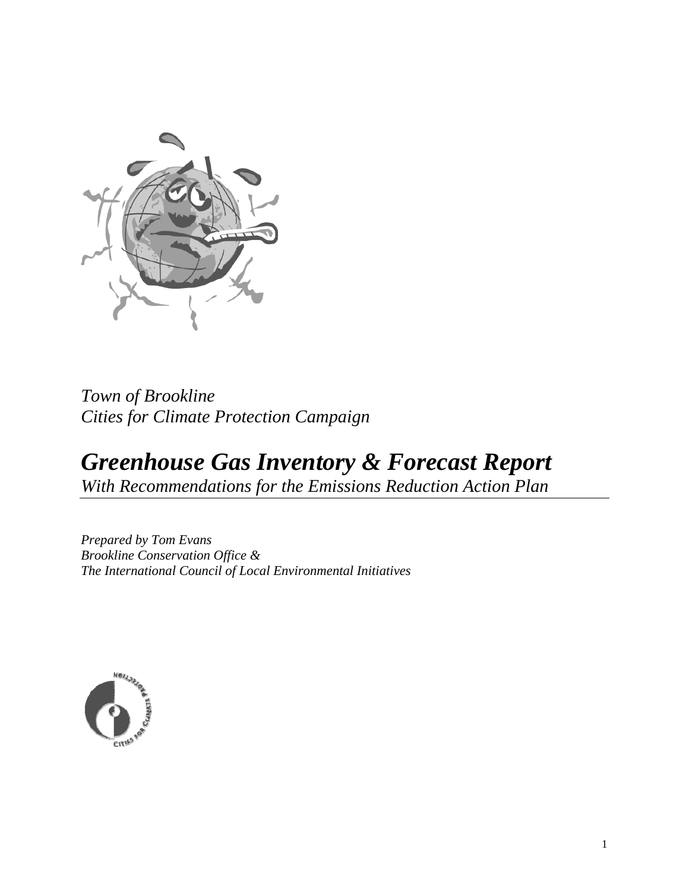*Town of Brookline*
*Cities for Climate Protection Campaign*

# *Greenhouse Gas Inventory & Forecast Report*

*With Recommendations for the Emissions Reduction Action Plan*

*Prepared by Tom Evans*
*Brookline Conservation Office &*
*The International Council of Local Environmental Initiatives*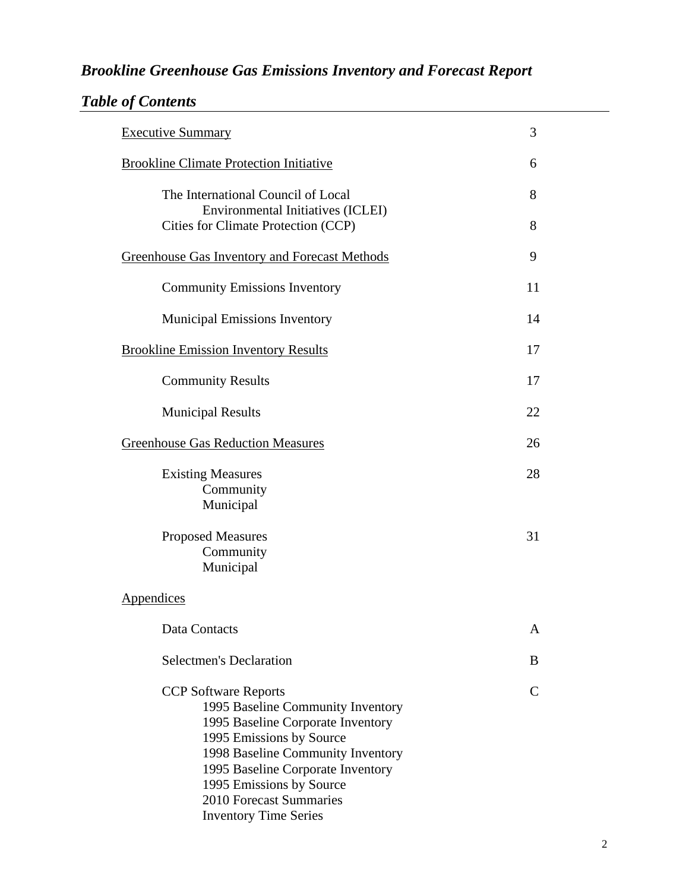# *Brookline Greenhouse Gas Emissions Inventory and Forecast Report*

## *Table of Contents*

| | |
|---|---|
| Executive Summary | 3 |
| Brookline Climate Protection Initiative | 6 |
| The International Council of Local Environmental Initiatives (ICLEI) | 8 |
| Cities for Climate Protection (CCP) | 8 |
| Greenhouse Gas Inventory and Forecast Methods | 9 |
| Community Emissions Inventory | 11 |
| Municipal Emissions Inventory | 14 |
| Brookline Emission Inventory Results | 17 |
| Community Results | 17 |
| Municipal Results | 22 |
| Greenhouse Gas Reduction Measures | 26 |
| Existing Measures<br>Community<br>Municipal | 28 |
| Proposed Measures<br>Community<br>Municipal | 31 |
| Appendices | |
| Data Contacts | A |
| Selectmen's Declaration | B |
| CCP Software Reports<br>1995 Baseline Community Inventory<br>1995 Baseline Corporate Inventory<br>1995 Emissions by Source<br>1998 Baseline Community Inventory<br>1995 Baseline Corporate Inventory<br>1995 Emissions by Source<br>2010 Forecast Summaries<br>Inventory Time Series | C |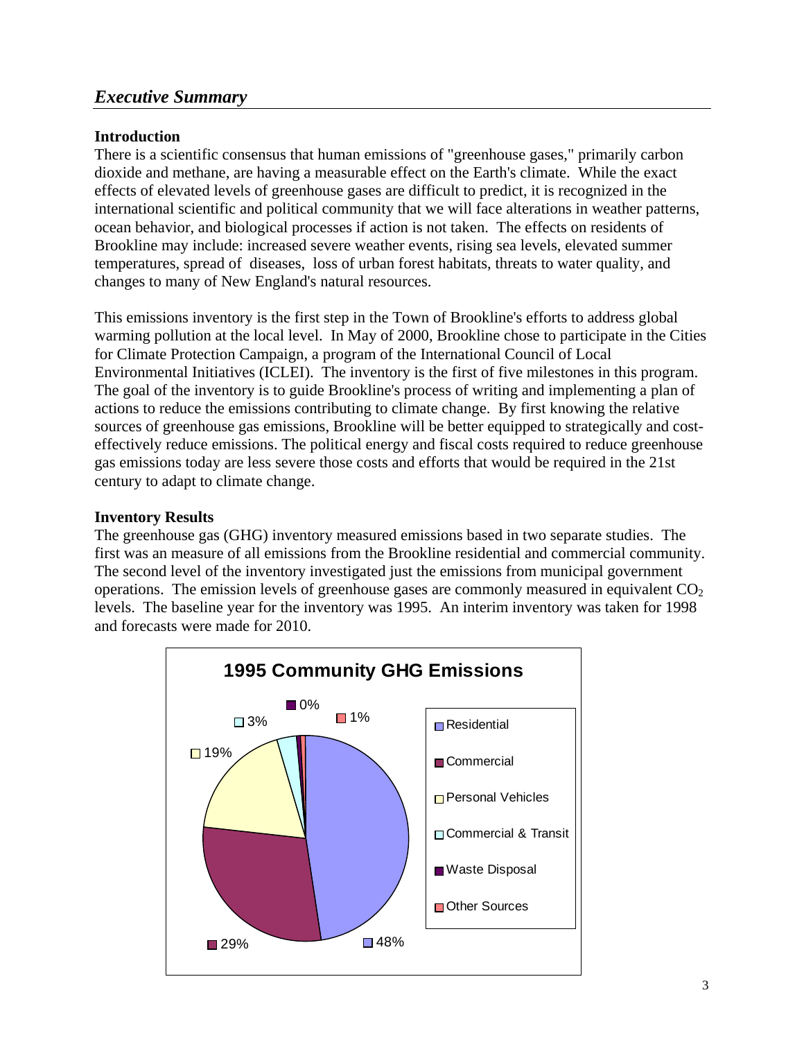## *Executive Summary*

**Introduction**

There is a scientific consensus that human emissions of "greenhouse gases," primarily carbon dioxide and methane, are having a measurable effect on the Earth's climate. While the exact effects of elevated levels of greenhouse gases are difficult to predict, it is recognized in the international scientific and political community that we will face alterations in weather patterns, ocean behavior, and biological processes if action is not taken. The effects on residents of Brookline may include: increased severe weather events, rising sea levels, elevated summer temperatures, spread of diseases, loss of urban forest habitats, threats to water quality, and changes to many of New England's natural resources.

This emissions inventory is the first step in the Town of Brookline's efforts to address global warming pollution at the local level. In May of 2000, Brookline chose to participate in the Cities for Climate Protection Campaign, a program of the International Council of Local Environmental Initiatives (ICLEI). The inventory is the first of five milestones in this program. The goal of the inventory is to guide Brookline's process of writing and implementing a plan of actions to reduce the emissions contributing to climate change. By first knowing the relative sources of greenhouse gas emissions, Brookline will be better equipped to strategically and cost-effectively reduce emissions. The political energy and fiscal costs required to reduce greenhouse gas emissions today are less severe those costs and efforts that would be required in the 21st century to adapt to climate change.

**Inventory Results**

The greenhouse gas (GHG) inventory measured emissions based in two separate studies. The first was an measure of all emissions from the Brookline residential and commercial community. The second level of the inventory investigated just the emissions from municipal government operations. The emission levels of greenhouse gases are commonly measured in equivalent $CO_2$ levels. The baseline year for the inventory was 1995. An interim inventory was taken for 1998 and forecasts were made for 2010.

**1995 Community GHG Emissions**

| Source | Share |
| --- | --- |
| Residential | 48% |
| Commercial | 29% |
| Personal Vehicles | 19% |
| Commercial & Transit | 3% |
| Waste Disposal | 0% |
| Other Sources | 1% |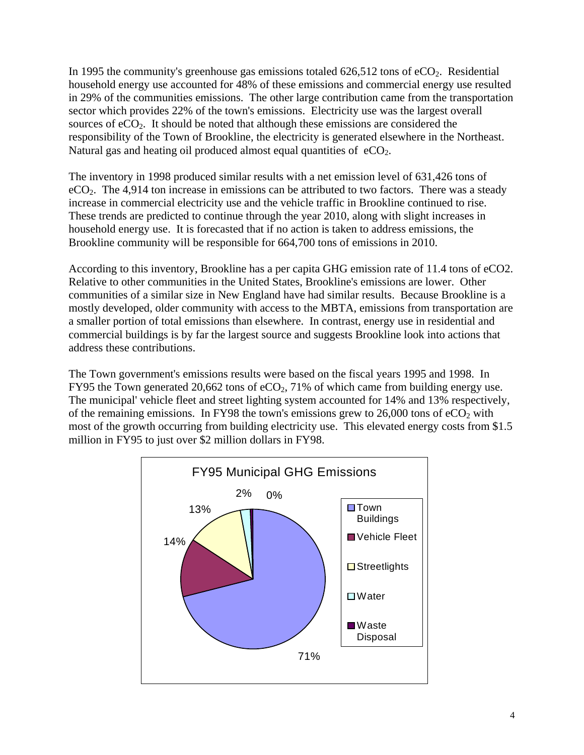In 1995 the community's greenhouse gas emissions totaled 626,512 tons of $eCO_2$. Residential household energy use accounted for 48% of these emissions and commercial energy use resulted in 29% of the communities emissions. The other large contribution came from the transportation sector which provides 22% of the town's emissions. Electricity use was the largest overall sources of $eCO_2$. It should be noted that although these emissions are considered the responsibility of the Town of Brookline, the electricity is generated elsewhere in the Northeast. Natural gas and heating oil produced almost equal quantities of $eCO_2$.

The inventory in 1998 produced similar results with a net emission level of 631,426 tons of $eCO_2$. The 4,914 ton increase in emissions can be attributed to two factors. There was a steady increase in commercial electricity use and the vehicle traffic in Brookline continued to rise. These trends are predicted to continue through the year 2010, along with slight increases in household energy use. It is forecasted that if no action is taken to address emissions, the Brookline community will be responsible for 664,700 tons of emissions in 2010.

According to this inventory, Brookline has a per capita GHG emission rate of 11.4 tons of eCO2. Relative to other communities in the United States, Brookline's emissions are lower. Other communities of a similar size in New England have had similar results. Because Brookline is a mostly developed, older community with access to the MBTA, emissions from transportation are a smaller portion of total emissions than elsewhere. In contrast, energy use in residential and commercial buildings is by far the largest source and suggests Brookline look into actions that address these contributions.

The Town government's emissions results were based on the fiscal years 1995 and 1998. In FY95 the Town generated 20,662 tons of $eCO_2$, 71% of which came from building energy use. The municipal' vehicle fleet and street lighting system accounted for 14% and 13% respectively, of the remaining emissions. In FY98 the town's emissions grew to 26,000 tons of $eCO_2$ with most of the growth occurring from building electricity use. This elevated energy costs from $1.5 million in FY95 to just over $2 million dollars in FY98.

**FY95 Municipal GHG Emissions**

| Category | Share |
|---|---|
| Town Buildings | 71% |
| Vehicle Fleet | 14% |
| Streetlights | 13% |
| Water | 2% |
| Waste Disposal | 0% |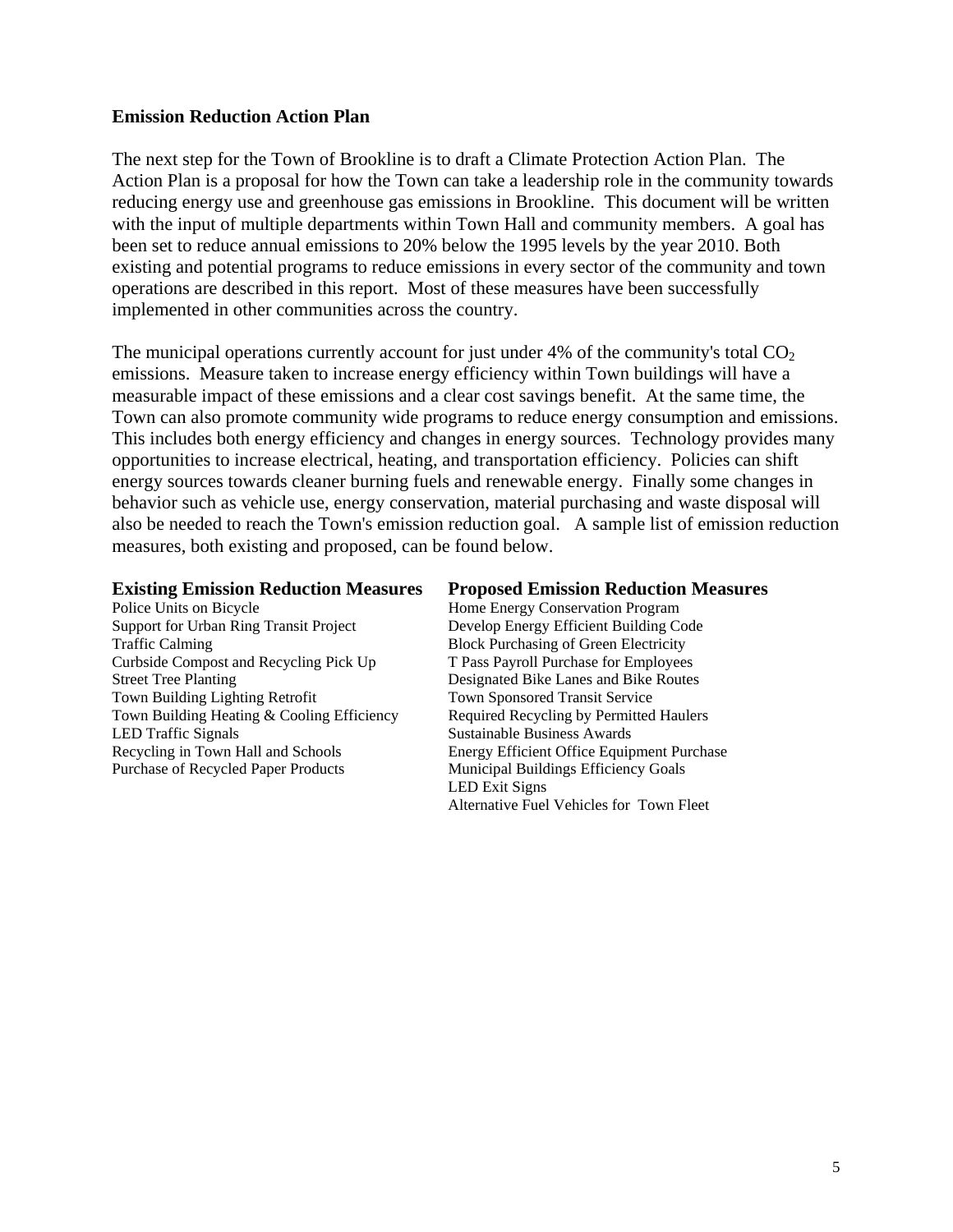## Emission Reduction Action Plan

The next step for the Town of Brookline is to draft a Climate Protection Action Plan. The Action Plan is a proposal for how the Town can take a leadership role in the community towards reducing energy use and greenhouse gas emissions in Brookline. This document will be written with the input of multiple departments within Town Hall and community members. A goal has been set to reduce annual emissions to 20% below the 1995 levels by the year 2010. Both existing and potential programs to reduce emissions in every sector of the community and town operations are described in this report. Most of these measures have been successfully implemented in other communities across the country.

The municipal operations currently account for just under 4% of the community's total $CO_2$ emissions. Measure taken to increase energy efficiency within Town buildings will have a measurable impact of these emissions and a clear cost savings benefit. At the same time, the Town can also promote community wide programs to reduce energy consumption and emissions. This includes both energy efficiency and changes in energy sources. Technology provides many opportunities to increase electrical, heating, and transportation efficiency. Policies can shift energy sources towards cleaner burning fuels and renewable energy. Finally some changes in behavior such as vehicle use, energy conservation, material purchasing and waste disposal will also be needed to reach the Town's emission reduction goal. A sample list of emission reduction measures, both existing and proposed, can be found below.

### Existing Emission Reduction Measures

- Police Units on Bicycle
- Support for Urban Ring Transit Project
- Traffic Calming
- Curbside Compost and Recycling Pick Up
- Street Tree Planting
- Town Building Lighting Retrofit
- Town Building Heating & Cooling Efficiency
- LED Traffic Signals
- Recycling in Town Hall and Schools
- Purchase of Recycled Paper Products

### Proposed Emission Reduction Measures

- Home Energy Conservation Program
- Develop Energy Efficient Building Code
- Block Purchasing of Green Electricity
- T Pass Payroll Purchase for Employees
- Designated Bike Lanes and Bike Routes
- Town Sponsored Transit Service
- Required Recycling by Permitted Haulers
- Sustainable Business Awards
- Energy Efficient Office Equipment Purchase
- Municipal Buildings Efficiency Goals
- LED Exit Signs
- Alternative Fuel Vehicles for Town Fleet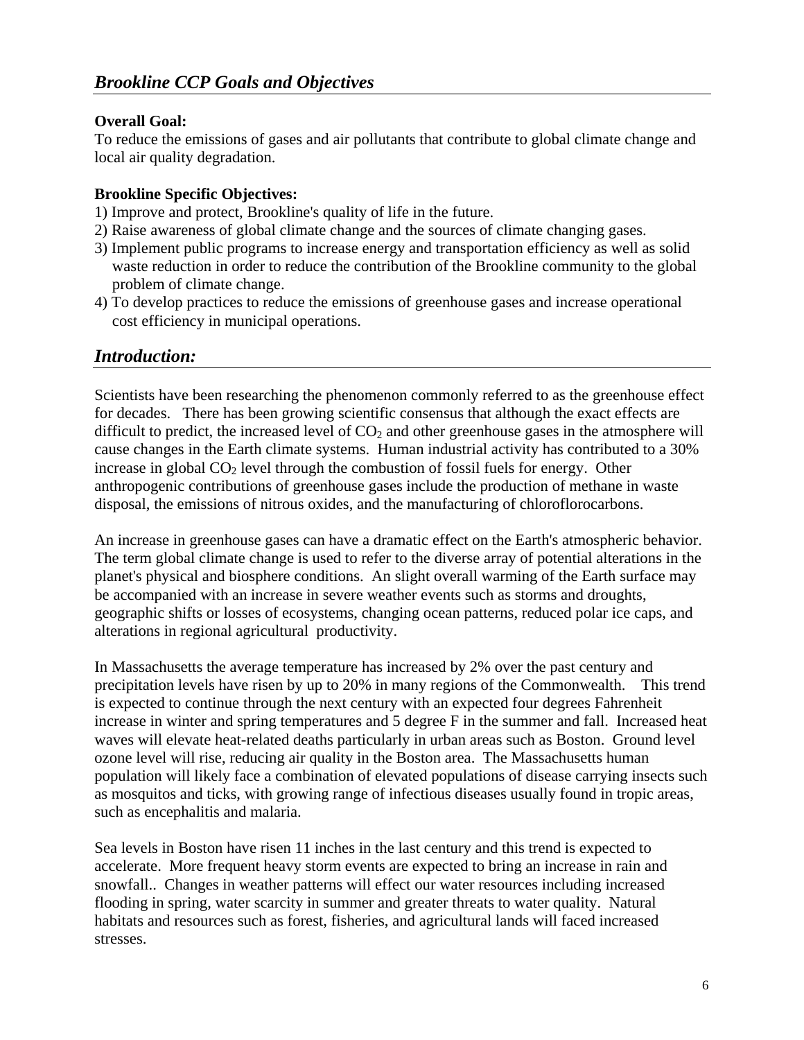## *Brookline CCP Goals and Objectives*

**Overall Goal:**
To reduce the emissions of gases and air pollutants that contribute to global climate change and local air quality degradation.

**Brookline Specific Objectives:**
1) Improve and protect, Brookline's quality of life in the future.
2) Raise awareness of global climate change and the sources of climate changing gases.
3) Implement public programs to increase energy and transportation efficiency as well as solid waste reduction in order to reduce the contribution of the Brookline community to the global problem of climate change.
4) To develop practices to reduce the emissions of greenhouse gases and increase operational cost efficiency in municipal operations.

## *Introduction:*

Scientists have been researching the phenomenon commonly referred to as the greenhouse effect for decades. There has been growing scientific consensus that although the exact effects are difficult to predict, the increased level of $CO_2$ and other greenhouse gases in the atmosphere will cause changes in the Earth climate systems. Human industrial activity has contributed to a 30% increase in global $CO_2$ level through the combustion of fossil fuels for energy. Other anthropogenic contributions of greenhouse gases include the production of methane in waste disposal, the emissions of nitrous oxides, and the manufacturing of chloroflorocarbons.

An increase in greenhouse gases can have a dramatic effect on the Earth's atmospheric behavior. The term global climate change is used to refer to the diverse array of potential alterations in the planet's physical and biosphere conditions. An slight overall warming of the Earth surface may be accompanied with an increase in severe weather events such as storms and droughts, geographic shifts or losses of ecosystems, changing ocean patterns, reduced polar ice caps, and alterations in regional agricultural productivity.

In Massachusetts the average temperature has increased by 2% over the past century and precipitation levels have risen by up to 20% in many regions of the Commonwealth. This trend is expected to continue through the next century with an expected four degrees Fahrenheit increase in winter and spring temperatures and 5 degree F in the summer and fall. Increased heat waves will elevate heat-related deaths particularly in urban areas such as Boston. Ground level ozone level will rise, reducing air quality in the Boston area. The Massachusetts human population will likely face a combination of elevated populations of disease carrying insects such as mosquitos and ticks, with growing range of infectious diseases usually found in tropic areas, such as encephalitis and malaria.

Sea levels in Boston have risen 11 inches in the last century and this trend is expected to accelerate. More frequent heavy storm events are expected to bring an increase in rain and snowfall.. Changes in weather patterns will effect our water resources including increased flooding in spring, water scarcity in summer and greater threats to water quality. Natural habitats and resources such as forest, fisheries, and agricultural lands will faced increased stresses.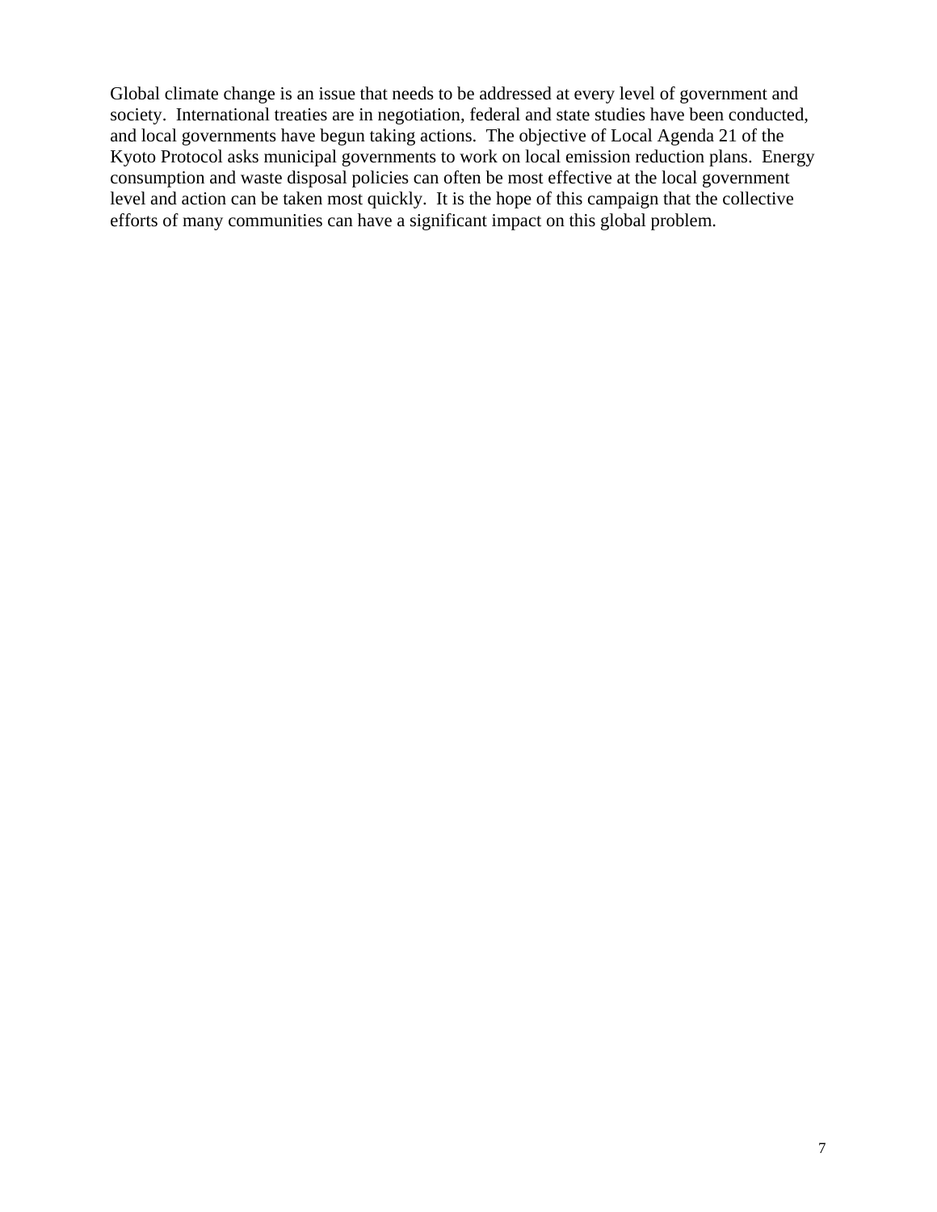Global climate change is an issue that needs to be addressed at every level of government and society. International treaties are in negotiation, federal and state studies have been conducted, and local governments have begun taking actions. The objective of Local Agenda 21 of the Kyoto Protocol asks municipal governments to work on local emission reduction plans. Energy consumption and waste disposal policies can often be most effective at the local government level and action can be taken most quickly. It is the hope of this campaign that the collective efforts of many communities can have a significant impact on this global problem.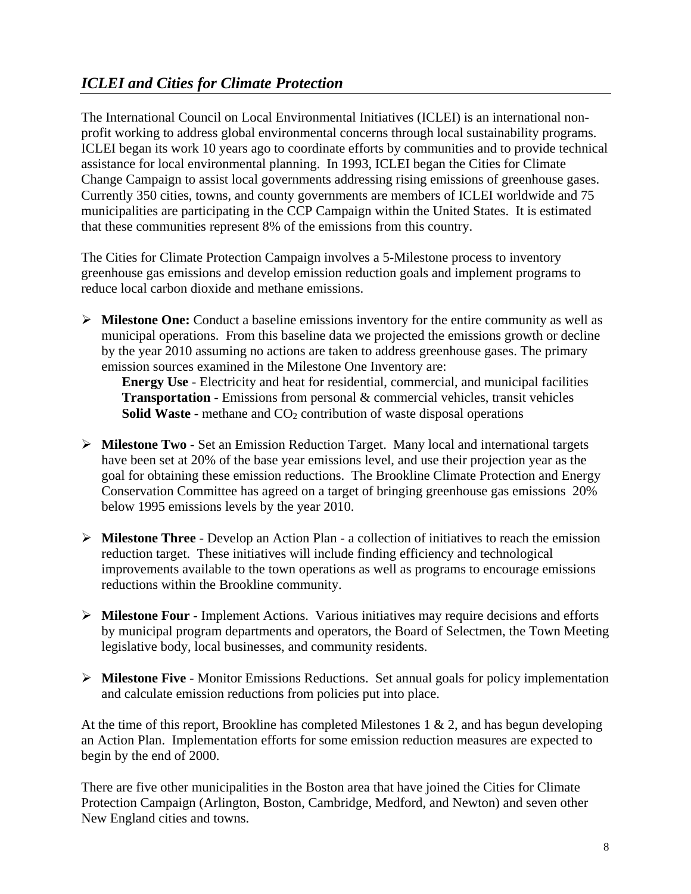## *ICLEI and Cities for Climate Protection*

The International Council on Local Environmental Initiatives (ICLEI) is an international non-profit working to address global environmental concerns through local sustainability programs. ICLEI began its work 10 years ago to coordinate efforts by communities and to provide technical assistance for local environmental planning. In 1993, ICLEI began the Cities for Climate Change Campaign to assist local governments addressing rising emissions of greenhouse gases. Currently 350 cities, towns, and county governments are members of ICLEI worldwide and 75 municipalities are participating in the CCP Campaign within the United States. It is estimated that these communities represent 8% of the emissions from this country.

The Cities for Climate Protection Campaign involves a 5-Milestone process to inventory greenhouse gas emissions and develop emission reduction goals and implement programs to reduce local carbon dioxide and methane emissions.

- **Milestone One:** Conduct a baseline emissions inventory for the entire community as well as municipal operations. From this baseline data we projected the emissions growth or decline by the year 2010 assuming no actions are taken to address greenhouse gases. The primary emission sources examined in the Milestone One Inventory are:
  - **Energy Use** - Electricity and heat for residential, commercial, and municipal facilities
  - **Transportation** - Emissions from personal & commercial vehicles, transit vehicles
  - **Solid Waste** - methane and $CO_2$ contribution of waste disposal operations

- **Milestone Two** - Set an Emission Reduction Target. Many local and international targets have been set at 20% of the base year emissions level, and use their projection year as the goal for obtaining these emission reductions. The Brookline Climate Protection and Energy Conservation Committee has agreed on a target of bringing greenhouse gas emissions 20% below 1995 emissions levels by the year 2010.

- **Milestone Three** - Develop an Action Plan - a collection of initiatives to reach the emission reduction target. These initiatives will include finding efficiency and technological improvements available to the town operations as well as programs to encourage emissions reductions within the Brookline community.

- **Milestone Four** - Implement Actions. Various initiatives may require decisions and efforts by municipal program departments and operators, the Board of Selectmen, the Town Meeting legislative body, local businesses, and community residents.

- **Milestone Five** - Monitor Emissions Reductions. Set annual goals for policy implementation and calculate emission reductions from policies put into place.

At the time of this report, Brookline has completed Milestones 1 & 2, and has begun developing an Action Plan. Implementation efforts for some emission reduction measures are expected to begin by the end of 2000.

There are five other municipalities in the Boston area that have joined the Cities for Climate Protection Campaign (Arlington, Boston, Cambridge, Medford, and Newton) and seven other New England cities and towns.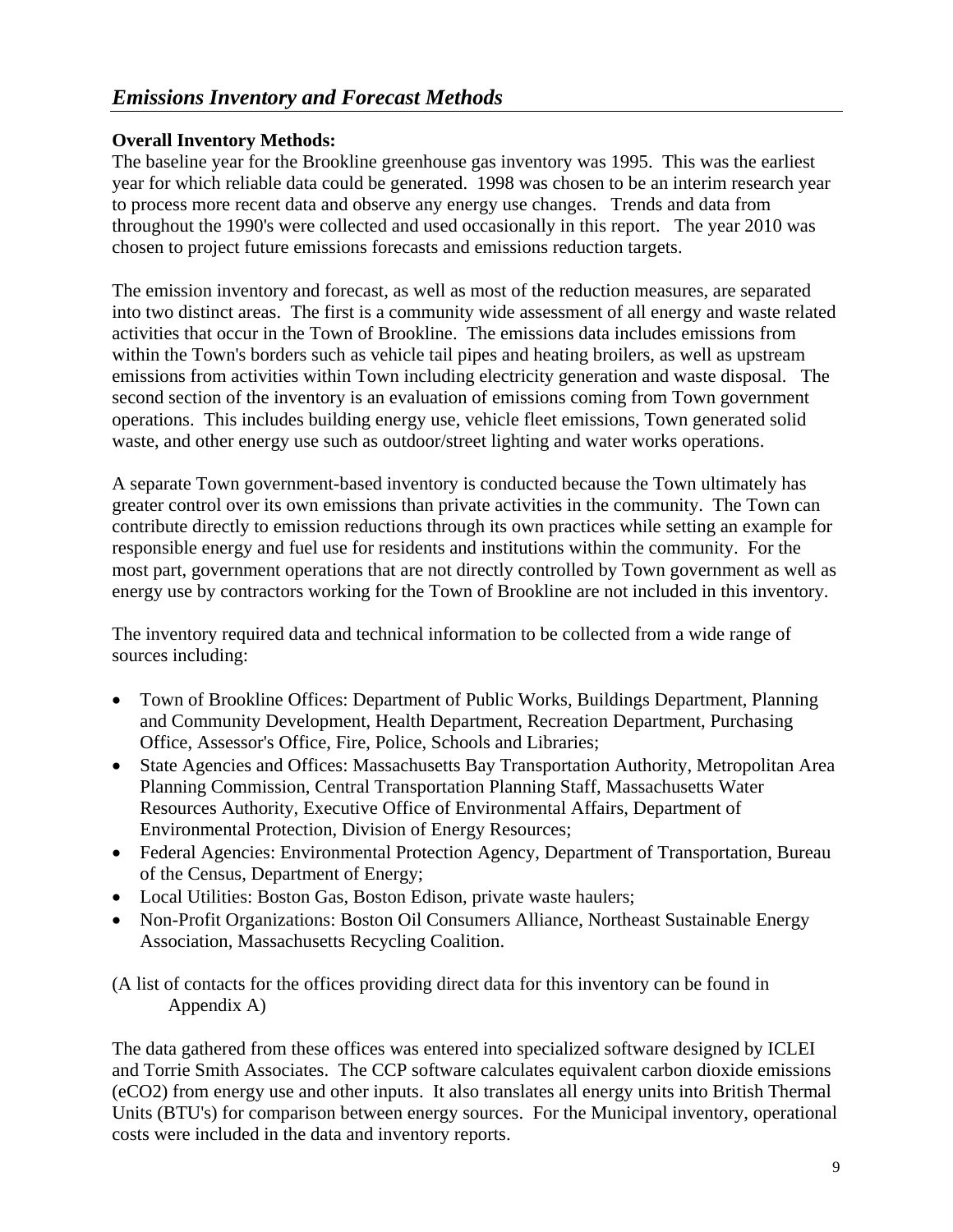## *Emissions Inventory and Forecast Methods*

**Overall Inventory Methods:**
The baseline year for the Brookline greenhouse gas inventory was 1995. This was the earliest year for which reliable data could be generated. 1998 was chosen to be an interim research year to process more recent data and observe any energy use changes. Trends and data from throughout the 1990's were collected and used occasionally in this report. The year 2010 was chosen to project future emissions forecasts and emissions reduction targets.

The emission inventory and forecast, as well as most of the reduction measures, are separated into two distinct areas. The first is a community wide assessment of all energy and waste related activities that occur in the Town of Brookline. The emissions data includes emissions from within the Town's borders such as vehicle tail pipes and heating broilers, as well as upstream emissions from activities within Town including electricity generation and waste disposal. The second section of the inventory is an evaluation of emissions coming from Town government operations. This includes building energy use, vehicle fleet emissions, Town generated solid waste, and other energy use such as outdoor/street lighting and water works operations.

A separate Town government-based inventory is conducted because the Town ultimately has greater control over its own emissions than private activities in the community. The Town can contribute directly to emission reductions through its own practices while setting an example for responsible energy and fuel use for residents and institutions within the community. For the most part, government operations that are not directly controlled by Town government as well as energy use by contractors working for the Town of Brookline are not included in this inventory.

The inventory required data and technical information to be collected from a wide range of sources including:

- Town of Brookline Offices: Department of Public Works, Buildings Department, Planning and Community Development, Health Department, Recreation Department, Purchasing Office, Assessor's Office, Fire, Police, Schools and Libraries;
- State Agencies and Offices: Massachusetts Bay Transportation Authority, Metropolitan Area Planning Commission, Central Transportation Planning Staff, Massachusetts Water Resources Authority, Executive Office of Environmental Affairs, Department of Environmental Protection, Division of Energy Resources;
- Federal Agencies: Environmental Protection Agency, Department of Transportation, Bureau of the Census, Department of Energy;
- Local Utilities: Boston Gas, Boston Edison, private waste haulers;
- Non-Profit Organizations: Boston Oil Consumers Alliance, Northeast Sustainable Energy Association, Massachusetts Recycling Coalition.

(A list of contacts for the offices providing direct data for this inventory can be found in Appendix A)

The data gathered from these offices was entered into specialized software designed by ICLEI and Torrie Smith Associates. The CCP software calculates equivalent carbon dioxide emissions ($eCO_2$) from energy use and other inputs. It also translates all energy units into British Thermal Units (BTU's) for comparison between energy sources. For the Municipal inventory, operational costs were included in the data and inventory reports.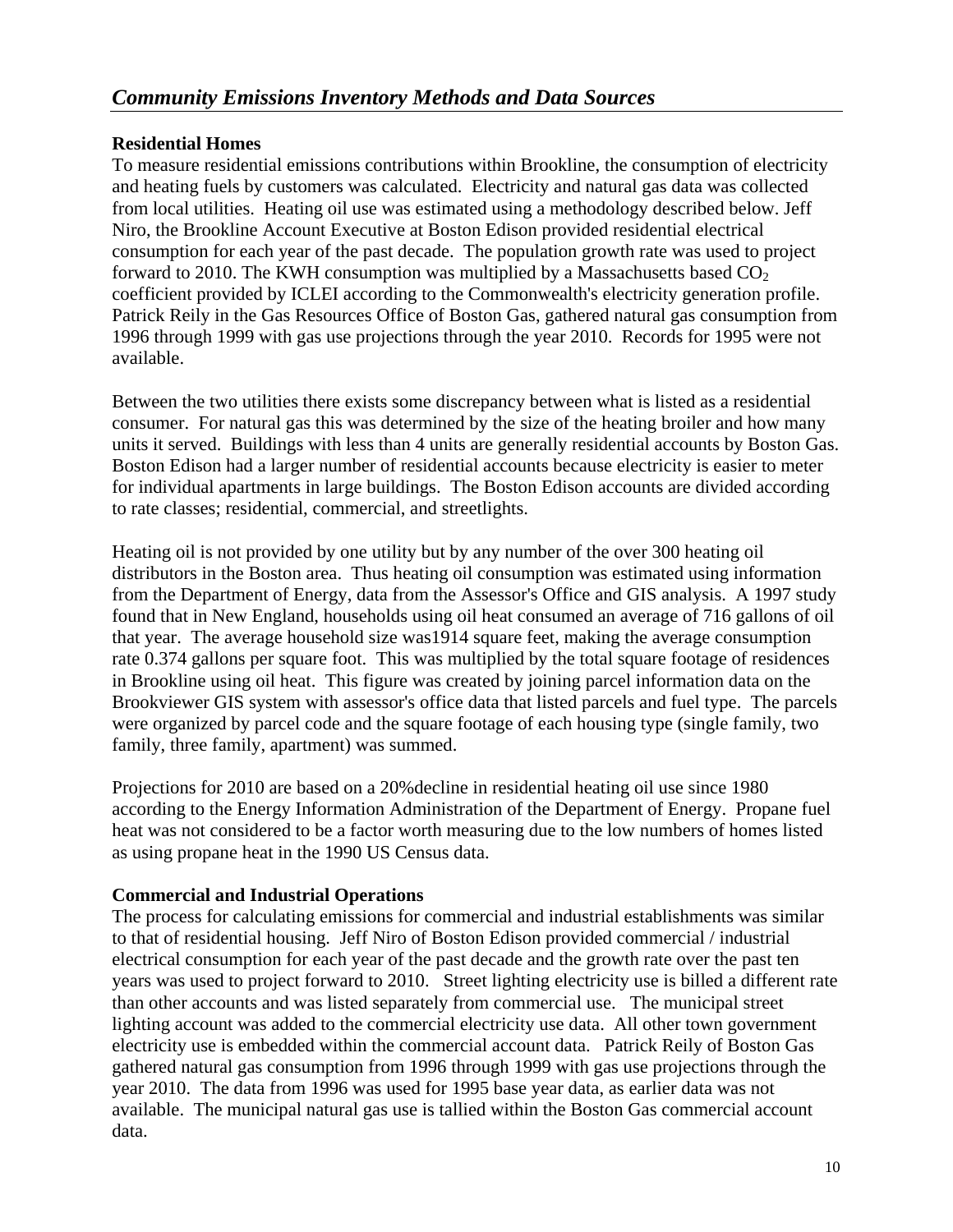## *Community Emissions Inventory Methods and Data Sources*

**Residential Homes**

To measure residential emissions contributions within Brookline, the consumption of electricity and heating fuels by customers was calculated. Electricity and natural gas data was collected from local utilities. Heating oil use was estimated using a methodology described below. Jeff Niro, the Brookline Account Executive at Boston Edison provided residential electrical consumption for each year of the past decade. The population growth rate was used to project forward to 2010. The KWH consumption was multiplied by a Massachusetts based $CO_2$ coefficient provided by ICLEI according to the Commonwealth's electricity generation profile. Patrick Reily in the Gas Resources Office of Boston Gas, gathered natural gas consumption from 1996 through 1999 with gas use projections through the year 2010. Records for 1995 were not available.

Between the two utilities there exists some discrepancy between what is listed as a residential consumer. For natural gas this was determined by the size of the heating broiler and how many units it served. Buildings with less than 4 units are generally residential accounts by Boston Gas. Boston Edison had a larger number of residential accounts because electricity is easier to meter for individual apartments in large buildings. The Boston Edison accounts are divided according to rate classes; residential, commercial, and streetlights.

Heating oil is not provided by one utility but by any number of the over 300 heating oil distributors in the Boston area. Thus heating oil consumption was estimated using information from the Department of Energy, data from the Assessor's Office and GIS analysis. A 1997 study found that in New England, households using oil heat consumed an average of 716 gallons of oil that year. The average household size was1914 square feet, making the average consumption rate 0.374 gallons per square foot. This was multiplied by the total square footage of residences in Brookline using oil heat. This figure was created by joining parcel information data on the Brookviewer GIS system with assessor's office data that listed parcels and fuel type. The parcels were organized by parcel code and the square footage of each housing type (single family, two family, three family, apartment) was summed.

Projections for 2010 are based on a 20%decline in residential heating oil use since 1980 according to the Energy Information Administration of the Department of Energy. Propane fuel heat was not considered to be a factor worth measuring due to the low numbers of homes listed as using propane heat in the 1990 US Census data.

**Commercial and Industrial Operations**

The process for calculating emissions for commercial and industrial establishments was similar to that of residential housing. Jeff Niro of Boston Edison provided commercial / industrial electrical consumption for each year of the past decade and the growth rate over the past ten years was used to project forward to 2010. Street lighting electricity use is billed a different rate than other accounts and was listed separately from commercial use. The municipal street lighting account was added to the commercial electricity use data. All other town government electricity use is embedded within the commercial account data. Patrick Reily of Boston Gas gathered natural gas consumption from 1996 through 1999 with gas use projections through the year 2010. The data from 1996 was used for 1995 base year data, as earlier data was not available. The municipal natural gas use is tallied within the Boston Gas commercial account data.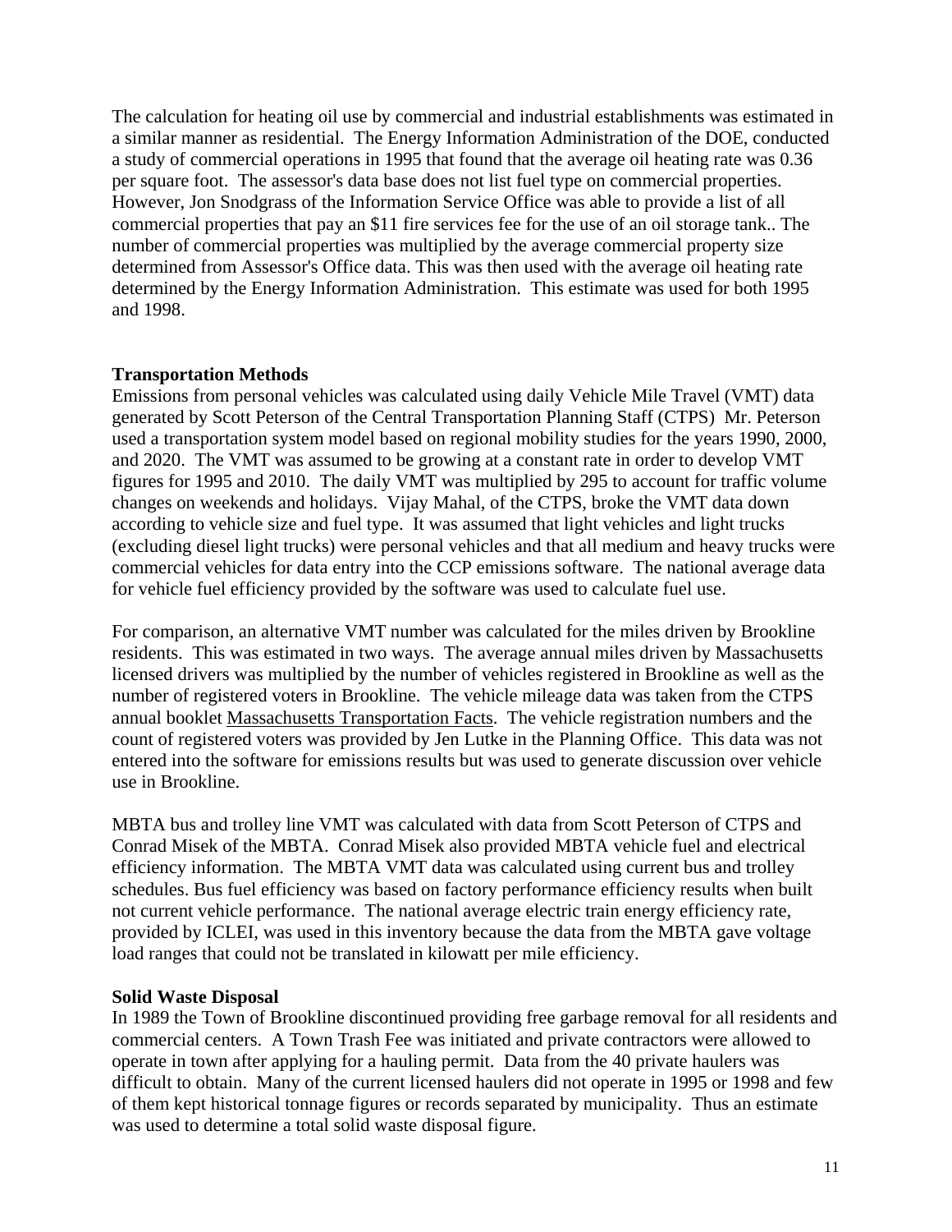The calculation for heating oil use by commercial and industrial establishments was estimated in a similar manner as residential. The Energy Information Administration of the DOE, conducted a study of commercial operations in 1995 that found that the average oil heating rate was 0.36 per square foot. The assessor's data base does not list fuel type on commercial properties. However, Jon Snodgrass of the Information Service Office was able to provide a list of all commercial properties that pay an $11 fire services fee for the use of an oil storage tank.. The number of commercial properties was multiplied by the average commercial property size determined from Assessor's Office data. This was then used with the average oil heating rate determined by the Energy Information Administration. This estimate was used for both 1995 and 1998.

**Transportation Methods**

Emissions from personal vehicles was calculated using daily Vehicle Mile Travel (VMT) data generated by Scott Peterson of the Central Transportation Planning Staff (CTPS) Mr. Peterson used a transportation system model based on regional mobility studies for the years 1990, 2000, and 2020. The VMT was assumed to be growing at a constant rate in order to develop VMT figures for 1995 and 2010. The daily VMT was multiplied by 295 to account for traffic volume changes on weekends and holidays. Vijay Mahal, of the CTPS, broke the VMT data down according to vehicle size and fuel type. It was assumed that light vehicles and light trucks (excluding diesel light trucks) were personal vehicles and that all medium and heavy trucks were commercial vehicles for data entry into the CCP emissions software. The national average data for vehicle fuel efficiency provided by the software was used to calculate fuel use.

For comparison, an alternative VMT number was calculated for the miles driven by Brookline residents. This was estimated in two ways. The average annual miles driven by Massachusetts licensed drivers was multiplied by the number of vehicles registered in Brookline as well as the number of registered voters in Brookline. The vehicle mileage data was taken from the CTPS annual booklet Massachusetts Transportation Facts. The vehicle registration numbers and the count of registered voters was provided by Jen Lutke in the Planning Office. This data was not entered into the software for emissions results but was used to generate discussion over vehicle use in Brookline.

MBTA bus and trolley line VMT was calculated with data from Scott Peterson of CTPS and Conrad Misek of the MBTA. Conrad Misek also provided MBTA vehicle fuel and electrical efficiency information. The MBTA VMT data was calculated using current bus and trolley schedules. Bus fuel efficiency was based on factory performance efficiency results when built not current vehicle performance. The national average electric train energy efficiency rate, provided by ICLEI, was used in this inventory because the data from the MBTA gave voltage load ranges that could not be translated in kilowatt per mile efficiency.

**Solid Waste Disposal**

In 1989 the Town of Brookline discontinued providing free garbage removal for all residents and commercial centers. A Town Trash Fee was initiated and private contractors were allowed to operate in town after applying for a hauling permit. Data from the 40 private haulers was difficult to obtain. Many of the current licensed haulers did not operate in 1995 or 1998 and few of them kept historical tonnage figures or records separated by municipality. Thus an estimate was used to determine a total solid waste disposal figure.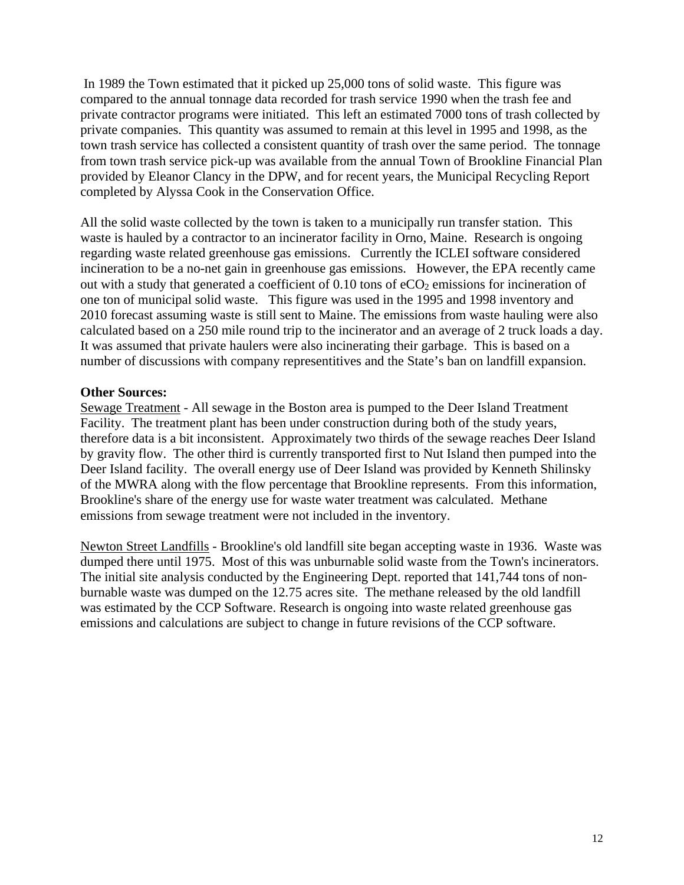In 1989 the Town estimated that it picked up 25,000 tons of solid waste. This figure was compared to the annual tonnage data recorded for trash service 1990 when the trash fee and private contractor programs were initiated. This left an estimated 7000 tons of trash collected by private companies. This quantity was assumed to remain at this level in 1995 and 1998, as the town trash service has collected a consistent quantity of trash over the same period. The tonnage from town trash service pick-up was available from the annual Town of Brookline Financial Plan provided by Eleanor Clancy in the DPW, and for recent years, the Municipal Recycling Report completed by Alyssa Cook in the Conservation Office.

All the solid waste collected by the town is taken to a municipally run transfer station. This waste is hauled by a contractor to an incinerator facility in Orno, Maine. Research is ongoing regarding waste related greenhouse gas emissions. Currently the ICLEI software considered incineration to be a no-net gain in greenhouse gas emissions. However, the EPA recently came out with a study that generated a coefficient of 0.10 tons of $eCO_2$ emissions for incineration of one ton of municipal solid waste. This figure was used in the 1995 and 1998 inventory and 2010 forecast assuming waste is still sent to Maine. The emissions from waste hauling were also calculated based on a 250 mile round trip to the incinerator and an average of 2 truck loads a day. It was assumed that private haulers were also incinerating their garbage. This is based on a number of discussions with company representitives and the State's ban on landfill expansion.

**Other Sources:**

Sewage Treatment - All sewage in the Boston area is pumped to the Deer Island Treatment Facility. The treatment plant has been under construction during both of the study years, therefore data is a bit inconsistent. Approximately two thirds of the sewage reaches Deer Island by gravity flow. The other third is currently transported first to Nut Island then pumped into the Deer Island facility. The overall energy use of Deer Island was provided by Kenneth Shilinsky of the MWRA along with the flow percentage that Brookline represents. From this information, Brookline's share of the energy use for waste water treatment was calculated. Methane emissions from sewage treatment were not included in the inventory.

Newton Street Landfills - Brookline's old landfill site began accepting waste in 1936. Waste was dumped there until 1975. Most of this was unburnable solid waste from the Town's incinerators. The initial site analysis conducted by the Engineering Dept. reported that 141,744 tons of non-burnable waste was dumped on the 12.75 acres site. The methane released by the old landfill was estimated by the CCP Software. Research is ongoing into waste related greenhouse gas emissions and calculations are subject to change in future revisions of the CCP software.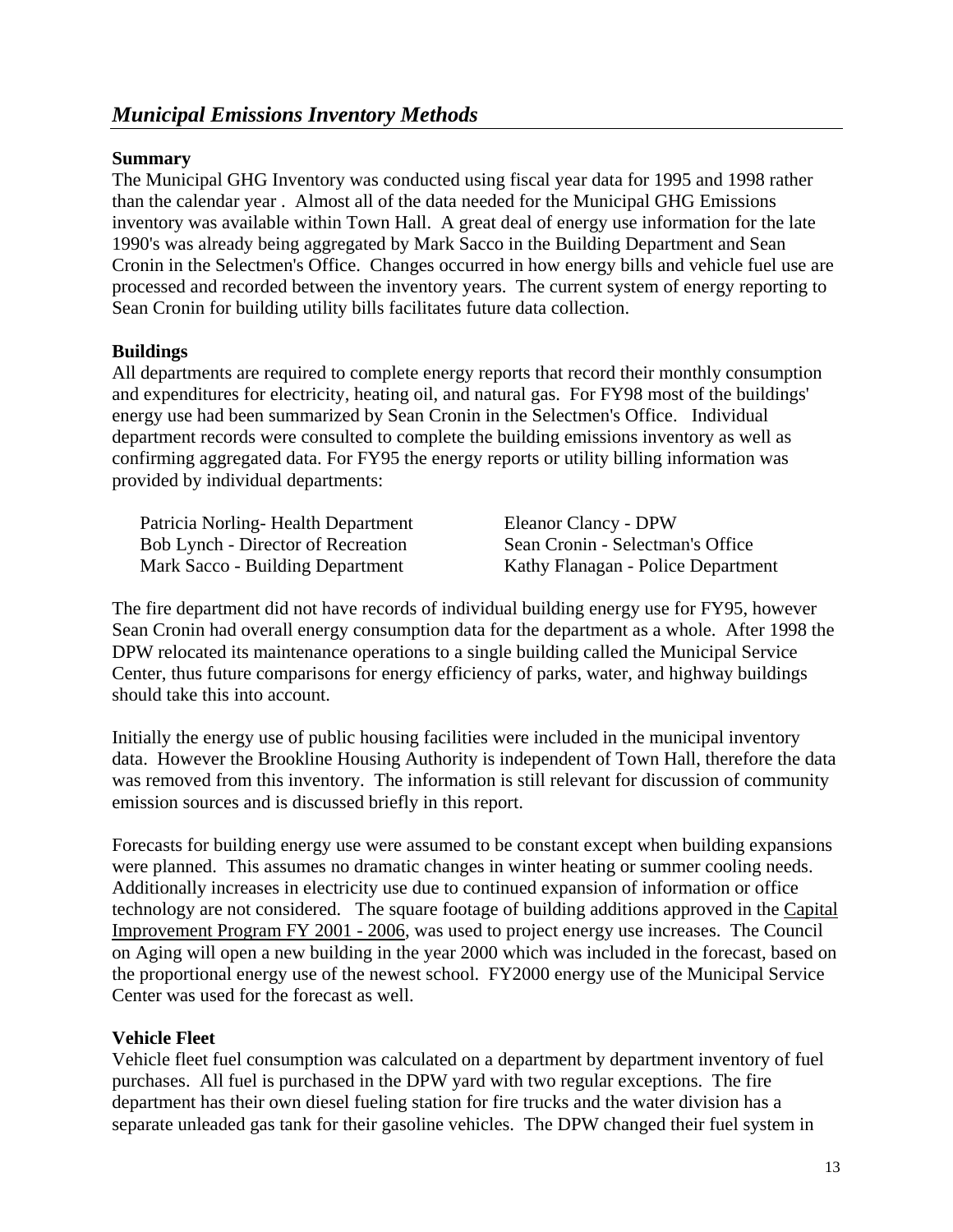## *Municipal Emissions Inventory Methods*

**Summary**

The Municipal GHG Inventory was conducted using fiscal year data for 1995 and 1998 rather than the calendar year . Almost all of the data needed for the Municipal GHG Emissions inventory was available within Town Hall. A great deal of energy use information for the late 1990's was already being aggregated by Mark Sacco in the Building Department and Sean Cronin in the Selectmen's Office. Changes occurred in how energy bills and vehicle fuel use are processed and recorded between the inventory years. The current system of energy reporting to Sean Cronin for building utility bills facilitates future data collection.

**Buildings**

All departments are required to complete energy reports that record their monthly consumption and expenditures for electricity, heating oil, and natural gas. For FY98 most of the buildings' energy use had been summarized by Sean Cronin in the Selectmen's Office. Individual department records were consulted to complete the building emissions inventory as well as confirming aggregated data. For FY95 the energy reports or utility billing information was provided by individual departments:

Patricia Norling- Health Department
Bob Lynch - Director of Recreation
Mark Sacco - Building Department
Eleanor Clancy - DPW
Sean Cronin - Selectman's Office
Kathy Flanagan - Police Department

The fire department did not have records of individual building energy use for FY95, however Sean Cronin had overall energy consumption data for the department as a whole. After 1998 the DPW relocated its maintenance operations to a single building called the Municipal Service Center, thus future comparisons for energy efficiency of parks, water, and highway buildings should take this into account.

Initially the energy use of public housing facilities were included in the municipal inventory data. However the Brookline Housing Authority is independent of Town Hall, therefore the data was removed from this inventory. The information is still relevant for discussion of community emission sources and is discussed briefly in this report.

Forecasts for building energy use were assumed to be constant except when building expansions were planned. This assumes no dramatic changes in winter heating or summer cooling needs. Additionally increases in electricity use due to continued expansion of information or office technology are not considered. The square footage of building additions approved in the Capital Improvement Program FY 2001 - 2006, was used to project energy use increases. The Council on Aging will open a new building in the year 2000 which was included in the forecast, based on the proportional energy use of the newest school. FY2000 energy use of the Municipal Service Center was used for the forecast as well.

**Vehicle Fleet**

Vehicle fleet fuel consumption was calculated on a department by department inventory of fuel purchases. All fuel is purchased in the DPW yard with two regular exceptions. The fire department has their own diesel fueling station for fire trucks and the water division has a separate unleaded gas tank for their gasoline vehicles. The DPW changed their fuel system in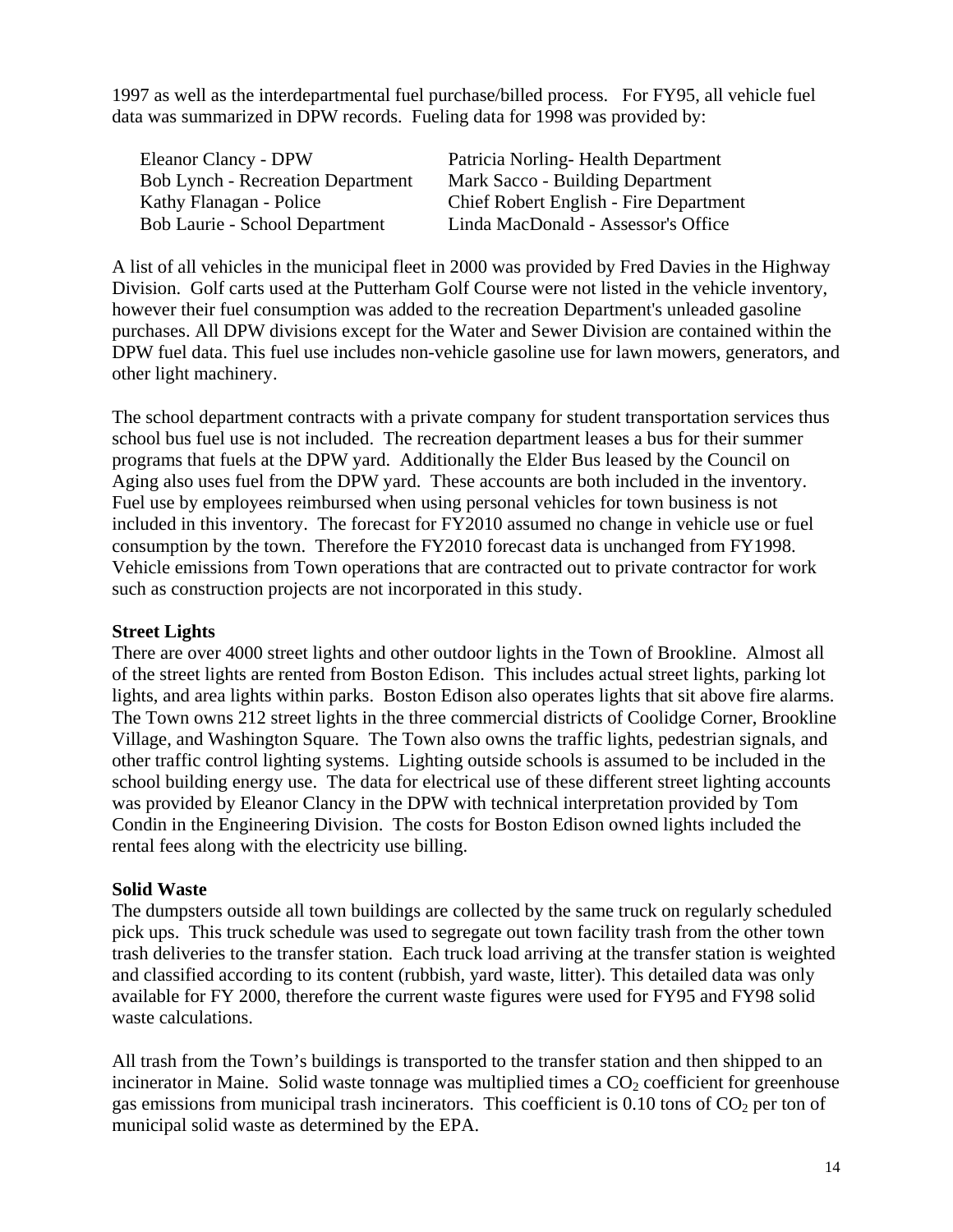1997 as well as the interdepartmental fuel purchase/billed process. For FY95, all vehicle fuel data was summarized in DPW records. Fueling data for 1998 was provided by:

| | |
|---|---|
| Eleanor Clancy - DPW | Patricia Norling- Health Department |
| Bob Lynch - Recreation Department | Mark Sacco - Building Department |
| Kathy Flanagan - Police | Chief Robert English - Fire Department |
| Bob Laurie - School Department | Linda MacDonald - Assessor's Office |

A list of all vehicles in the municipal fleet in 2000 was provided by Fred Davies in the Highway Division. Golf carts used at the Putterham Golf Course were not listed in the vehicle inventory, however their fuel consumption was added to the recreation Department's unleaded gasoline purchases. All DPW divisions except for the Water and Sewer Division are contained within the DPW fuel data. This fuel use includes non-vehicle gasoline use for lawn mowers, generators, and other light machinery.

The school department contracts with a private company for student transportation services thus school bus fuel use is not included. The recreation department leases a bus for their summer programs that fuels at the DPW yard. Additionally the Elder Bus leased by the Council on Aging also uses fuel from the DPW yard. These accounts are both included in the inventory. Fuel use by employees reimbursed when using personal vehicles for town business is not included in this inventory. The forecast for FY2010 assumed no change in vehicle use or fuel consumption by the town. Therefore the FY2010 forecast data is unchanged from FY1998. Vehicle emissions from Town operations that are contracted out to private contractor for work such as construction projects are not incorporated in this study.

**Street Lights**

There are over 4000 street lights and other outdoor lights in the Town of Brookline. Almost all of the street lights are rented from Boston Edison. This includes actual street lights, parking lot lights, and area lights within parks. Boston Edison also operates lights that sit above fire alarms. The Town owns 212 street lights in the three commercial districts of Coolidge Corner, Brookline Village, and Washington Square. The Town also owns the traffic lights, pedestrian signals, and other traffic control lighting systems. Lighting outside schools is assumed to be included in the school building energy use. The data for electrical use of these different street lighting accounts was provided by Eleanor Clancy in the DPW with technical interpretation provided by Tom Condin in the Engineering Division. The costs for Boston Edison owned lights included the rental fees along with the electricity use billing.

**Solid Waste**

The dumpsters outside all town buildings are collected by the same truck on regularly scheduled pick ups. This truck schedule was used to segregate out town facility trash from the other town trash deliveries to the transfer station. Each truck load arriving at the transfer station is weighted and classified according to its content (rubbish, yard waste, litter). This detailed data was only available for FY 2000, therefore the current waste figures were used for FY95 and FY98 solid waste calculations.

All trash from the Town's buildings is transported to the transfer station and then shipped to an incinerator in Maine. Solid waste tonnage was multiplied times a $CO_2$ coefficient for greenhouse gas emissions from municipal trash incinerators. This coefficient is 0.10 tons of $CO_2$ per ton of municipal solid waste as determined by the EPA.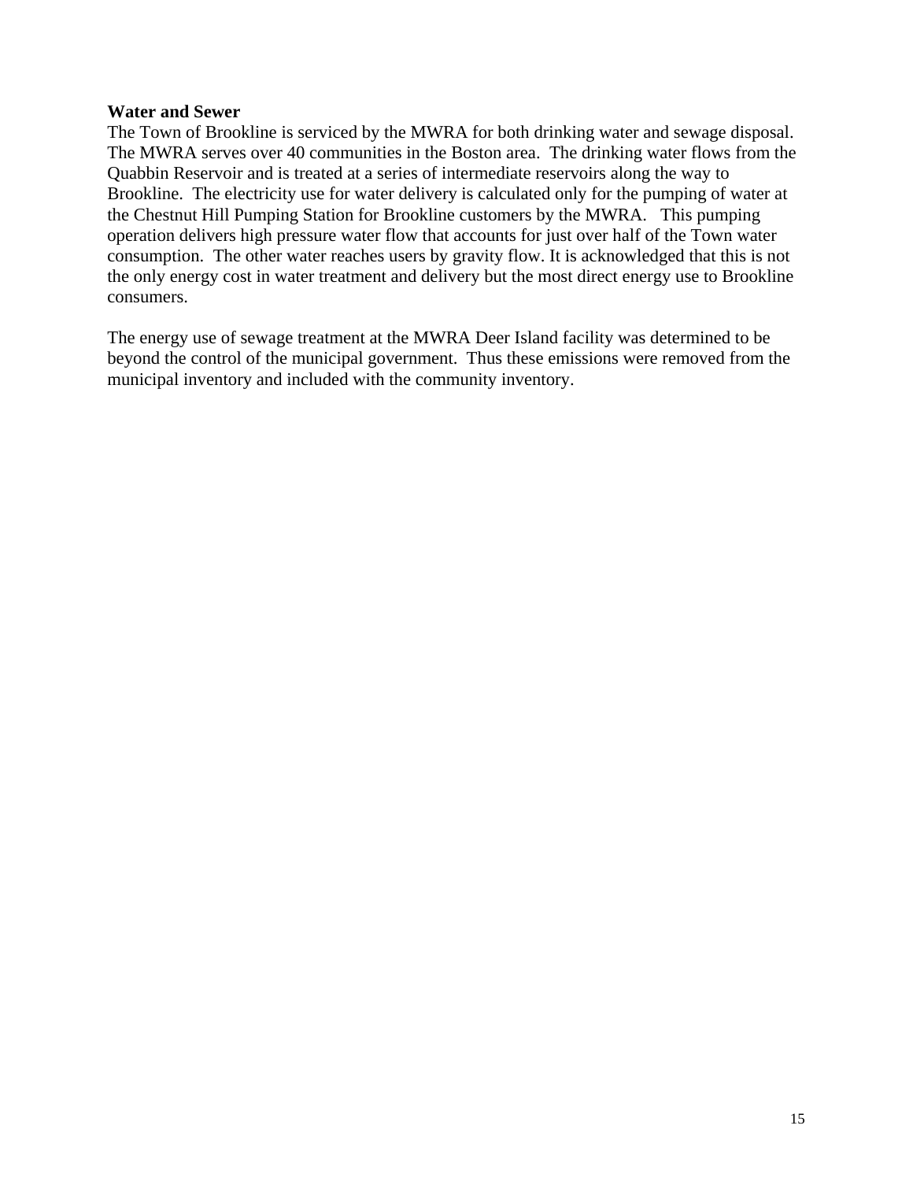**Water and Sewer**

The Town of Brookline is serviced by the MWRA for both drinking water and sewage disposal. The MWRA serves over 40 communities in the Boston area. The drinking water flows from the Quabbin Reservoir and is treated at a series of intermediate reservoirs along the way to Brookline. The electricity use for water delivery is calculated only for the pumping of water at the Chestnut Hill Pumping Station for Brookline customers by the MWRA. This pumping operation delivers high pressure water flow that accounts for just over half of the Town water consumption. The other water reaches users by gravity flow. It is acknowledged that this is not the only energy cost in water treatment and delivery but the most direct energy use to Brookline consumers.

The energy use of sewage treatment at the MWRA Deer Island facility was determined to be beyond the control of the municipal government. Thus these emissions were removed from the municipal inventory and included with the community inventory.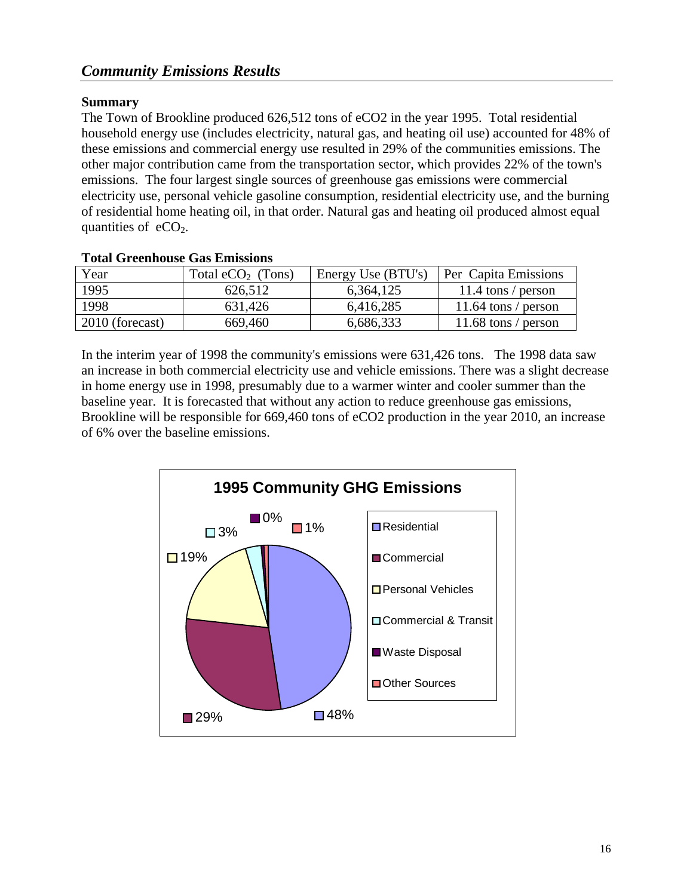## *Community Emissions Results*

**Summary**

The Town of Brookline produced 626,512 tons of eCO2 in the year 1995. Total residential household energy use (includes electricity, natural gas, and heating oil use) accounted for 48% of these emissions and commercial energy use resulted in 29% of the communities emissions. The other major contribution came from the transportation sector, which provides 22% of the town's emissions. The four largest single sources of greenhouse gas emissions were commercial electricity use, personal vehicle gasoline consumption, residential electricity use, and the burning of residential home heating oil, in that order. Natural gas and heating oil produced almost equal quantities of $eCO_2$.

**Total Greenhouse Gas Emissions**

| Year | Total $eCO_2$ (Tons) | Energy Use (BTU's) | Per Capita Emissions |
|---|---|---|---|
| 1995 | 626,512 | 6,364,125 | 11.4 tons / person |
| 1998 | 631,426 | 6,416,285 | 11.64 tons / person |
| 2010 (forecast) | 669,460 | 6,686,333 | 11.68 tons / person |

In the interim year of 1998 the community's emissions were 631,426 tons. The 1998 data saw an increase in both commercial electricity use and vehicle emissions. There was a slight decrease in home energy use in 1998, presumably due to a warmer winter and cooler summer than the baseline year. It is forecasted that without any action to reduce greenhouse gas emissions, Brookline will be responsible for 669,460 tons of eCO2 production in the year 2010, an increase of 6% over the baseline emissions.

**1995 Community GHG Emissions**

| Source | Share |
|---|---|
| Residential | 48% |
| Commercial | 29% |
| Personal Vehicles | 19% |
| Commercial & Transit | 3% |
| Waste Disposal | 0% |
| Other Sources | 1% |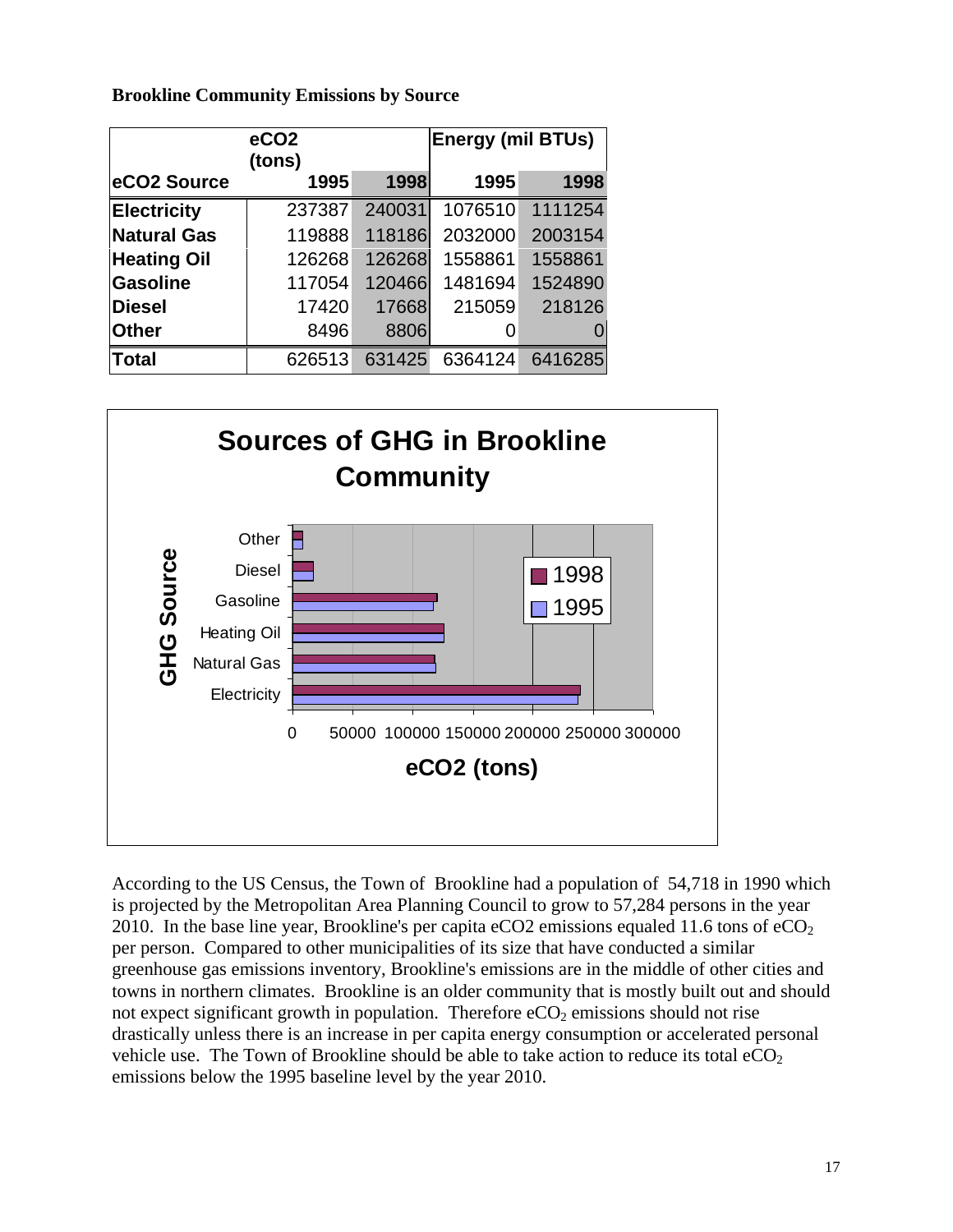**Brookline Community Emissions by Source**

| | eCO2 (tons) | | Energy (mil BTUs) | |
|---|---|---|---|---|
| **eCO2 Source** | **1995** | **1998** | **1995** | **1998** |
| **Electricity** | 237387 | 240031 | 1076510 | 1111254 |
| **Natural Gas** | 119888 | 118186 | 2032000 | 2003154 |
| **Heating Oil** | 126268 | 126268 | 1558861 | 1558861 |
| **Gasoline** | 117054 | 120466 | 1481694 | 1524890 |
| **Diesel** | 17420 | 17668 | 215059 | 218126 |
| **Other** | 8496 | 8806 | 0 | 0 |
| **Total** | 626513 | 631425 | 6364124 | 6416285 |

**Sources of GHG in Brookline Community**

| GHG Source | 1995 eCO2 (tons) | 1998 eCO2 (tons) |
|---|---|---|
| Electricity | 237387 | 240031 |
| Natural Gas | 119888 | 118186 |
| Heating Oil | 126268 | 126268 |
| Gasoline | 117054 | 120466 |
| Diesel | 17420 | 17668 |
| Other | 8496 | 8806 |

According to the US Census, the Town of Brookline had a population of 54,718 in 1990 which is projected by the Metropolitan Area Planning Council to grow to 57,284 persons in the year 2010. In the base line year, Brookline's per capita eCO2 emissions equaled 11.6 tons of $eCO_2$ per person. Compared to other municipalities of its size that have conducted a similar greenhouse gas emissions inventory, Brookline's emissions are in the middle of other cities and towns in northern climates. Brookline is an older community that is mostly built out and should not expect significant growth in population. Therefore $eCO_2$ emissions should not rise drastically unless there is an increase in per capita energy consumption or accelerated personal vehicle use. The Town of Brookline should be able to take action to reduce its total $eCO_2$ emissions below the 1995 baseline level by the year 2010.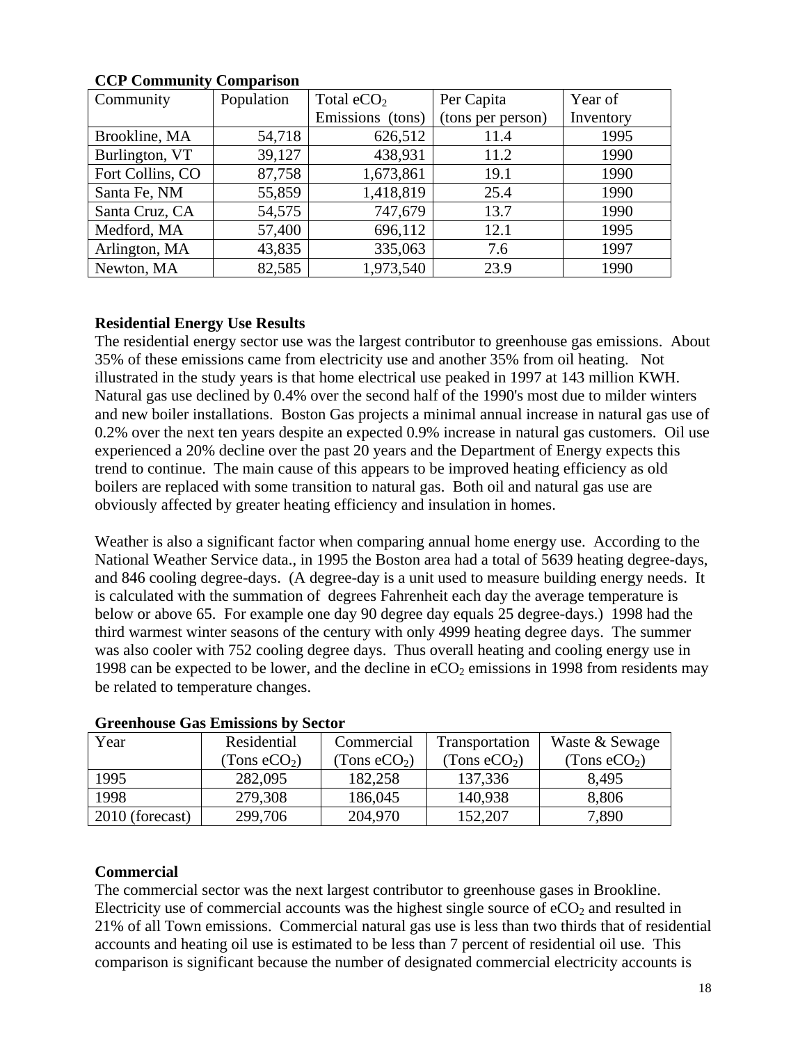**CCP Community Comparison**

| Community | Population | Total $eCO_2$ Emissions (tons) | Per Capita (tons per person) | Year of Inventory |
|---|---|---|---|---|
| Brookline, MA | 54,718 | 626,512 | 11.4 | 1995 |
| Burlington, VT | 39,127 | 438,931 | 11.2 | 1990 |
| Fort Collins, CO | 87,758 | 1,673,861 | 19.1 | 1990 |
| Santa Fe, NM | 55,859 | 1,418,819 | 25.4 | 1990 |
| Santa Cruz, CA | 54,575 | 747,679 | 13.7 | 1990 |
| Medford, MA | 57,400 | 696,112 | 12.1 | 1995 |
| Arlington, MA | 43,835 | 335,063 | 7.6 | 1997 |
| Newton, MA | 82,585 | 1,973,540 | 23.9 | 1990 |

**Residential Energy Use Results**

The residential energy sector use was the largest contributor to greenhouse gas emissions. About 35% of these emissions came from electricity use and another 35% from oil heating. Not illustrated in the study years is that home electrical use peaked in 1997 at 143 million KWH. Natural gas use declined by 0.4% over the second half of the 1990's most due to milder winters and new boiler installations. Boston Gas projects a minimal annual increase in natural gas use of 0.2% over the next ten years despite an expected 0.9% increase in natural gas customers. Oil use experienced a 20% decline over the past 20 years and the Department of Energy expects this trend to continue. The main cause of this appears to be improved heating efficiency as old boilers are replaced with some transition to natural gas. Both oil and natural gas use are obviously affected by greater heating efficiency and insulation in homes.

Weather is also a significant factor when comparing annual home energy use. According to the National Weather Service data., in 1995 the Boston area had a total of 5639 heating degree-days, and 846 cooling degree-days. (A degree-day is a unit used to measure building energy needs. It is calculated with the summation of degrees Fahrenheit each day the average temperature is below or above 65. For example one day 90 degree day equals 25 degree-days.) 1998 had the third warmest winter seasons of the century with only 4999 heating degree days. The summer was also cooler with 752 cooling degree days. Thus overall heating and cooling energy use in 1998 can be expected to be lower, and the decline in $eCO_2$ emissions in 1998 from residents may be related to temperature changes.

**Greenhouse Gas Emissions by Sector**

| Year | Residential (Tons $eCO_2$) | Commercial (Tons $eCO_2$) | Transportation (Tons $eCO_2$) | Waste & Sewage (Tons $eCO_2$) |
|---|---|---|---|---|
| 1995 | 282,095 | 182,258 | 137,336 | 8,495 |
| 1998 | 279,308 | 186,045 | 140,938 | 8,806 |
| 2010 (forecast) | 299,706 | 204,970 | 152,207 | 7,890 |

**Commercial**

The commercial sector was the next largest contributor to greenhouse gases in Brookline. Electricity use of commercial accounts was the highest single source of $eCO_2$ and resulted in 21% of all Town emissions. Commercial natural gas use is less than two thirds that of residential accounts and heating oil use is estimated to be less than 7 percent of residential oil use. This comparison is significant because the number of designated commercial electricity accounts is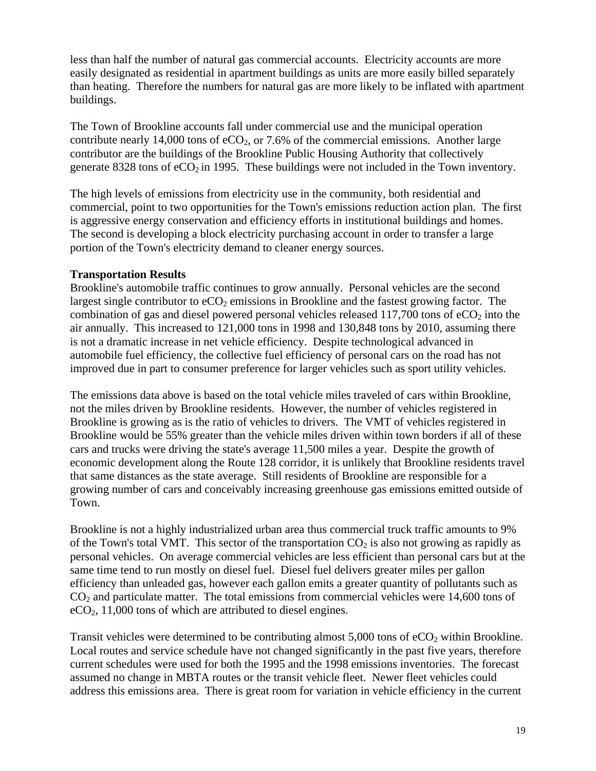less than half the number of natural gas commercial accounts. Electricity accounts are more easily designated as residential in apartment buildings as units are more easily billed separately than heating. Therefore the numbers for natural gas are more likely to be inflated with apartment buildings.

The Town of Brookline accounts fall under commercial use and the municipal operation contribute nearly 14,000 tons of $eCO_2$, or 7.6% of the commercial emissions. Another large contributor are the buildings of the Brookline Public Housing Authority that collectively generate 8328 tons of $eCO_2$ in 1995. These buildings were not included in the Town inventory.

The high levels of emissions from electricity use in the community, both residential and commercial, point to two opportunities for the Town's emissions reduction action plan. The first is aggressive energy conservation and efficiency efforts in institutional buildings and homes. The second is developing a block electricity purchasing account in order to transfer a large portion of the Town's electricity demand to cleaner energy sources.

**Transportation Results**

Brookline's automobile traffic continues to grow annually. Personal vehicles are the second largest single contributor to $eCO_2$ emissions in Brookline and the fastest growing factor. The combination of gas and diesel powered personal vehicles released 117,700 tons of $eCO_2$ into the air annually. This increased to 121,000 tons in 1998 and 130,848 tons by 2010, assuming there is not a dramatic increase in net vehicle efficiency. Despite technological advanced in automobile fuel efficiency, the collective fuel efficiency of personal cars on the road has not improved due in part to consumer preference for larger vehicles such as sport utility vehicles.

The emissions data above is based on the total vehicle miles traveled of cars within Brookline, not the miles driven by Brookline residents. However, the number of vehicles registered in Brookline is growing as is the ratio of vehicles to drivers. The VMT of vehicles registered in Brookline would be 55% greater than the vehicle miles driven within town borders if all of these cars and trucks were driving the state's average 11,500 miles a year. Despite the growth of economic development along the Route 128 corridor, it is unlikely that Brookline residents travel that same distances as the state average. Still residents of Brookline are responsible for a growing number of cars and conceivably increasing greenhouse gas emissions emitted outside of Town.

Brookline is not a highly industrialized urban area thus commercial truck traffic amounts to 9% of the Town's total VMT. This sector of the transportation $CO_2$ is also not growing as rapidly as personal vehicles. On average commercial vehicles are less efficient than personal cars but at the same time tend to run mostly on diesel fuel. Diesel fuel delivers greater miles per gallon efficiency than unleaded gas, however each gallon emits a greater quantity of pollutants such as $CO_2$ and particulate matter. The total emissions from commercial vehicles were 14,600 tons of $eCO_2$, 11,000 tons of which are attributed to diesel engines.

Transit vehicles were determined to be contributing almost 5,000 tons of $eCO_2$ within Brookline. Local routes and service schedule have not changed significantly in the past five years, therefore current schedules were used for both the 1995 and the 1998 emissions inventories. The forecast assumed no change in MBTA routes or the transit vehicle fleet. Newer fleet vehicles could address this emissions area. There is great room for variation in vehicle efficiency in the current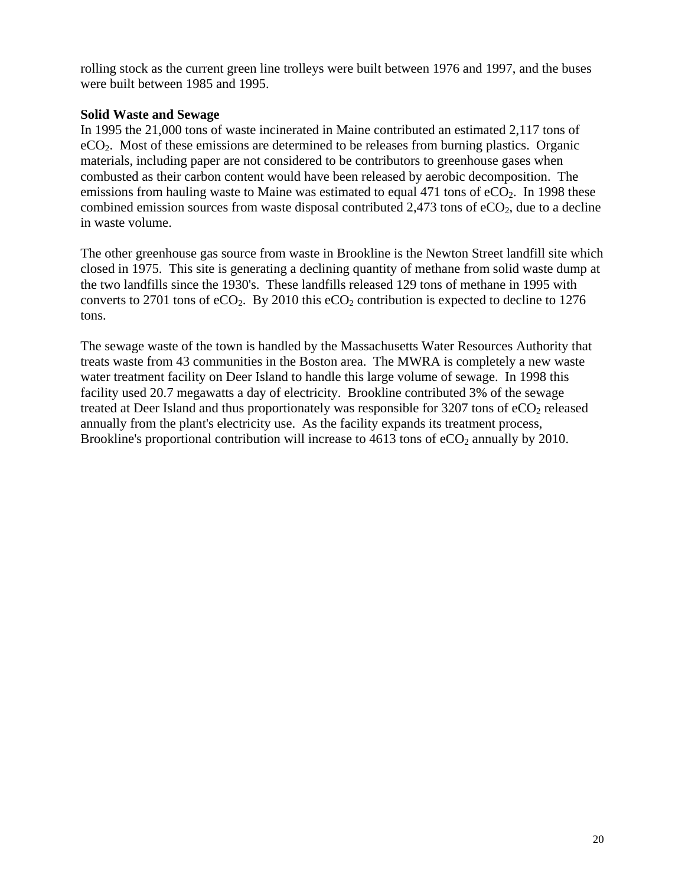rolling stock as the current green line trolleys were built between 1976 and 1997, and the buses were built between 1985 and 1995.

**Solid Waste and Sewage**

In 1995 the 21,000 tons of waste incinerated in Maine contributed an estimated 2,117 tons of $eCO_2$. Most of these emissions are determined to be releases from burning plastics. Organic materials, including paper are not considered to be contributors to greenhouse gases when combusted as their carbon content would have been released by aerobic decomposition. The emissions from hauling waste to Maine was estimated to equal 471 tons of $eCO_2$. In 1998 these combined emission sources from waste disposal contributed 2,473 tons of $eCO_2$, due to a decline in waste volume.

The other greenhouse gas source from waste in Brookline is the Newton Street landfill site which closed in 1975. This site is generating a declining quantity of methane from solid waste dump at the two landfills since the 1930's. These landfills released 129 tons of methane in 1995 with converts to 2701 tons of $eCO_2$. By 2010 this $eCO_2$ contribution is expected to decline to 1276 tons.

The sewage waste of the town is handled by the Massachusetts Water Resources Authority that treats waste from 43 communities in the Boston area. The MWRA is completely a new waste water treatment facility on Deer Island to handle this large volume of sewage. In 1998 this facility used 20.7 megawatts a day of electricity. Brookline contributed 3% of the sewage treated at Deer Island and thus proportionately was responsible for 3207 tons of $eCO_2$ released annually from the plant's electricity use. As the facility expands its treatment process, Brookline's proportional contribution will increase to 4613 tons of $eCO_2$ annually by 2010.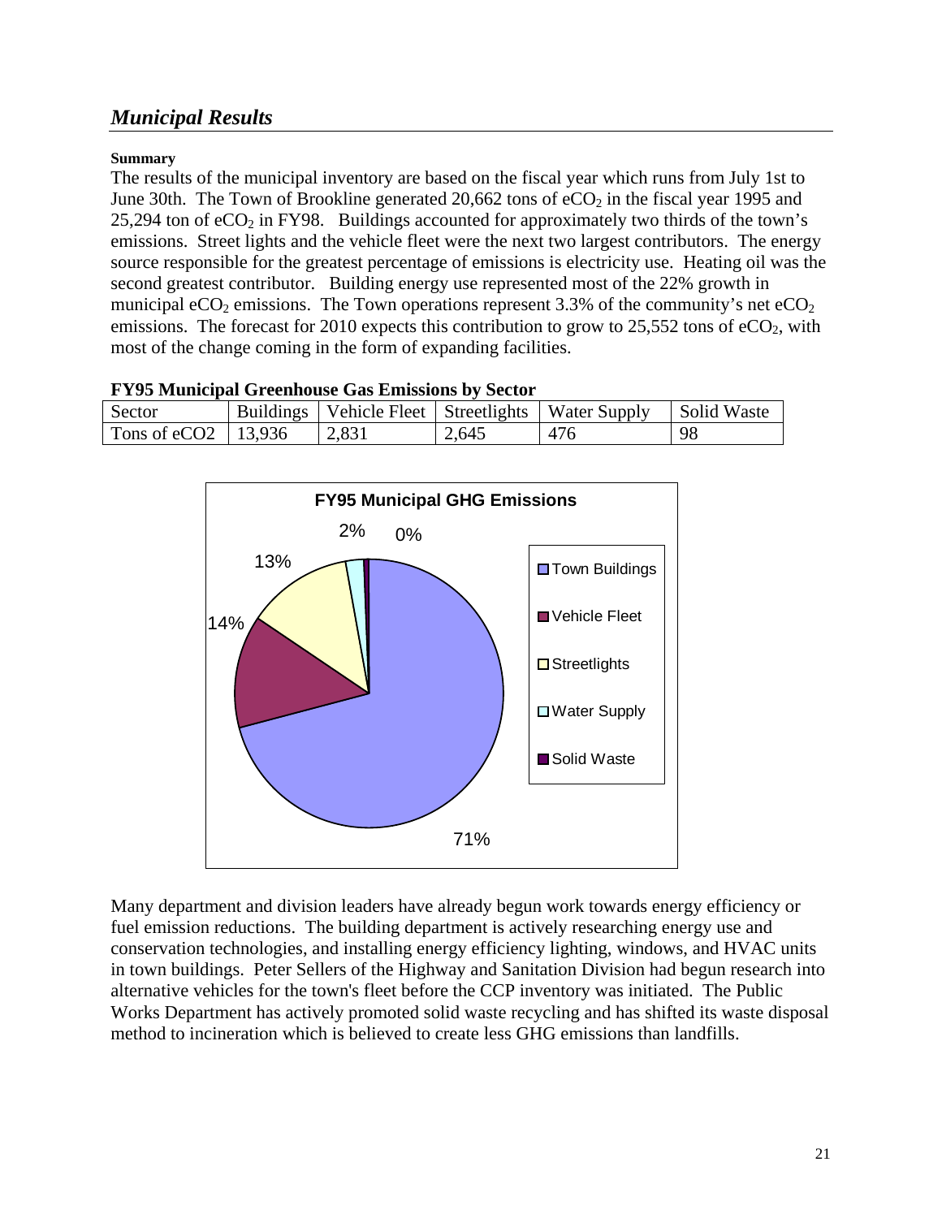## *Municipal Results*

**Summary**

The results of the municipal inventory are based on the fiscal year which runs from July 1st to June 30th. The Town of Brookline generated 20,662 tons of $eCO_2$ in the fiscal year 1995 and 25,294 ton of $eCO_2$ in FY98. Buildings accounted for approximately two thirds of the town's emissions. Street lights and the vehicle fleet were the next two largest contributors. The energy source responsible for the greatest percentage of emissions is electricity use. Heating oil was the second greatest contributor. Building energy use represented most of the 22% growth in municipal $eCO_2$ emissions. The Town operations represent 3.3% of the community's net $eCO_2$ emissions. The forecast for 2010 expects this contribution to grow to 25,552 tons of $eCO_2$, with most of the change coming in the form of expanding facilities.

**FY95 Municipal Greenhouse Gas Emissions by Sector**

| Sector | Buildings | Vehicle Fleet | Streetlights | Water Supply | Solid Waste |
|---|---|---|---|---|---|
| Tons of eCO2 | 13,936 | 2,831 | 2,645 | 476 | 98 |

**FY95 Municipal GHG Emissions**

| Sector | Share |
|---|---|
| Town Buildings | 71% |
| Vehicle Fleet | 14% |
| Streetlights | 13% |
| Water Supply | 2% |
| Solid Waste | 0% |

Many department and division leaders have already begun work towards energy efficiency or fuel emission reductions. The building department is actively researching energy use and conservation technologies, and installing energy efficiency lighting, windows, and HVAC units in town buildings. Peter Sellers of the Highway and Sanitation Division had begun research into alternative vehicles for the town's fleet before the CCP inventory was initiated. The Public Works Department has actively promoted solid waste recycling and has shifted its waste disposal method to incineration which is believed to create less GHG emissions than landfills.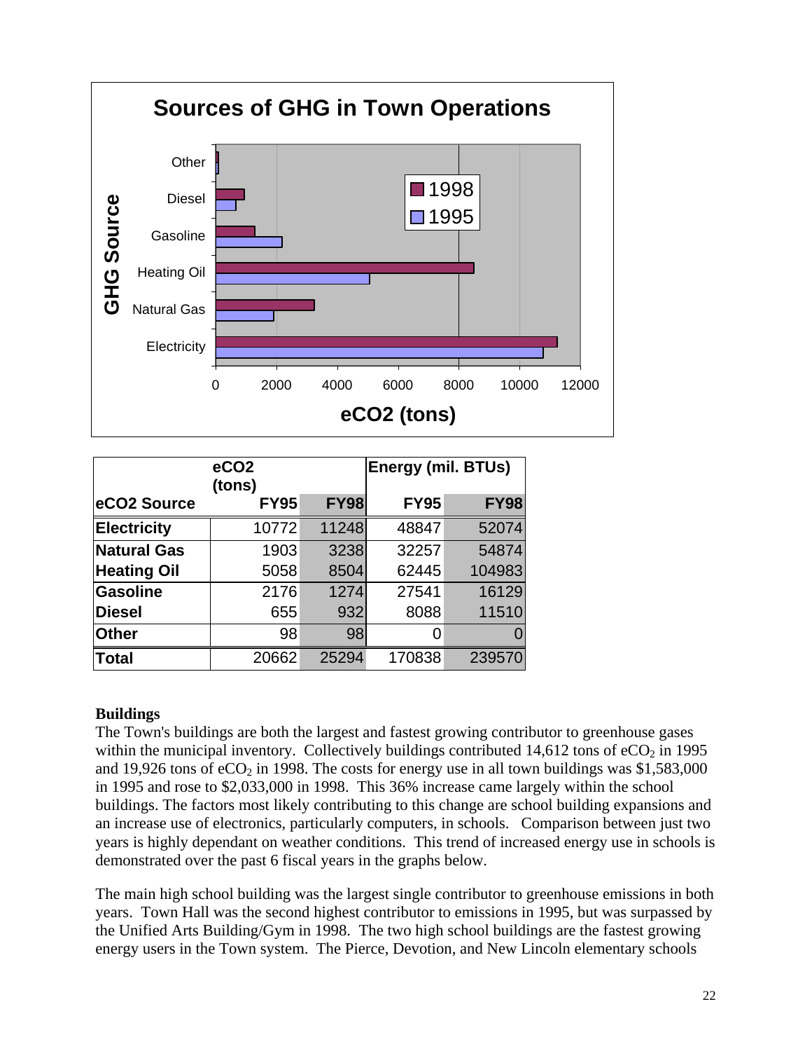## Sources of GHG in Town Operations

| eCO2 Source | eCO2 (tons) FY95 | FY98 | Energy (mil. BTUs) FY95 | FY98 |
|---|---|---|---|---|
| **Electricity** | 10772 | 11248 | 48847 | 52074 |
| **Natural Gas** | 1903 | 3238 | 32257 | 54874 |
| **Heating Oil** | 5058 | 8504 | 62445 | 104983 |
| **Gasoline** | 2176 | 1274 | 27541 | 16129 |
| **Diesel** | 655 | 932 | 8088 | 11510 |
| **Other** | 98 | 98 | 0 | 0 |
| **Total** | 20662 | 25294 | 170838 | 239570 |

**Buildings**

The Town's buildings are both the largest and fastest growing contributor to greenhouse gases within the municipal inventory. Collectively buildings contributed 14,612 tons of $eCO_2$ in 1995 and 19,926 tons of $eCO_2$ in 1998. The costs for energy use in all town buildings was $1,583,000 in 1995 and rose to $2,033,000 in 1998. This 36% increase came largely within the school buildings. The factors most likely contributing to this change are school building expansions and an increase use of electronics, particularly computers, in schools. Comparison between just two years is highly dependant on weather conditions. This trend of increased energy use in schools is demonstrated over the past 6 fiscal years in the graphs below.

The main high school building was the largest single contributor to greenhouse emissions in both years. Town Hall was the second highest contributor to emissions in 1995, but was surpassed by the Unified Arts Building/Gym in 1998. The two high school buildings are the fastest growing energy users in the Town system. The Pierce, Devotion, and New Lincoln elementary schools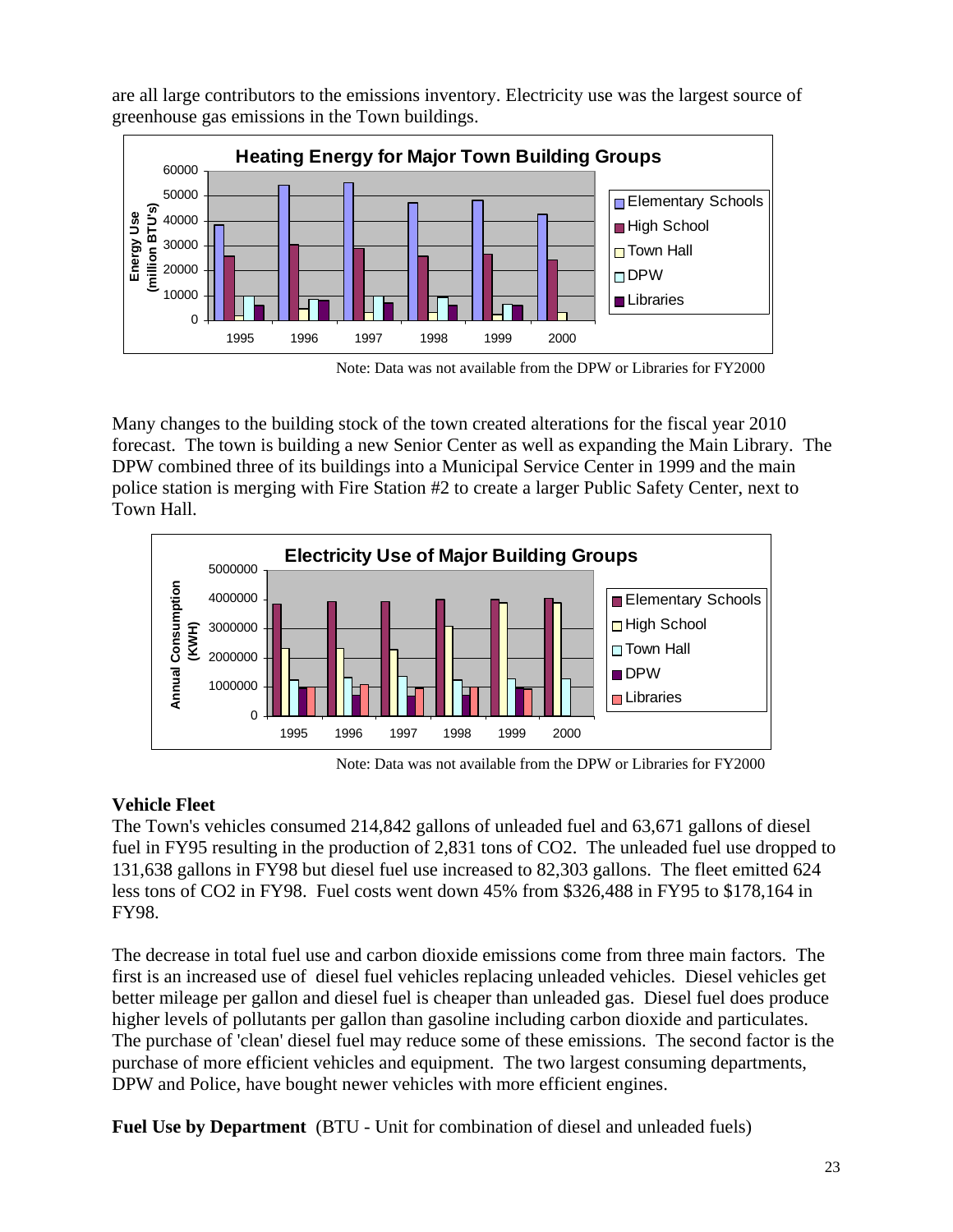are all large contributors to the emissions inventory. Electricity use was the largest source of greenhouse gas emissions in the Town buildings.

Note: Data was not available from the DPW or Libraries for FY2000

Many changes to the building stock of the town created alterations for the fiscal year 2010 forecast. The town is building a new Senior Center as well as expanding the Main Library. The DPW combined three of its buildings into a Municipal Service Center in 1999 and the main police station is merging with Fire Station #2 to create a larger Public Safety Center, next to Town Hall.

Note: Data was not available from the DPW or Libraries for FY2000

**Vehicle Fleet**

The Town's vehicles consumed 214,842 gallons of unleaded fuel and 63,671 gallons of diesel fuel in FY95 resulting in the production of 2,831 tons of $CO_2$. The unleaded fuel use dropped to 131,638 gallons in FY98 but diesel fuel use increased to 82,303 gallons. The fleet emitted 624 less tons of $CO_2$ in FY98. Fuel costs went down 45% from $326,488 in FY95 to $178,164 in FY98.

The decrease in total fuel use and carbon dioxide emissions come from three main factors. The first is an increased use of diesel fuel vehicles replacing unleaded vehicles. Diesel vehicles get better mileage per gallon and diesel fuel is cheaper than unleaded gas. Diesel fuel does produce higher levels of pollutants per gallon than gasoline including carbon dioxide and particulates. The purchase of 'clean' diesel fuel may reduce some of these emissions. The second factor is the purchase of more efficient vehicles and equipment. The two largest consuming departments, DPW and Police, have bought newer vehicles with more efficient engines.

**Fuel Use by Department** (BTU - Unit for combination of diesel and unleaded fuels)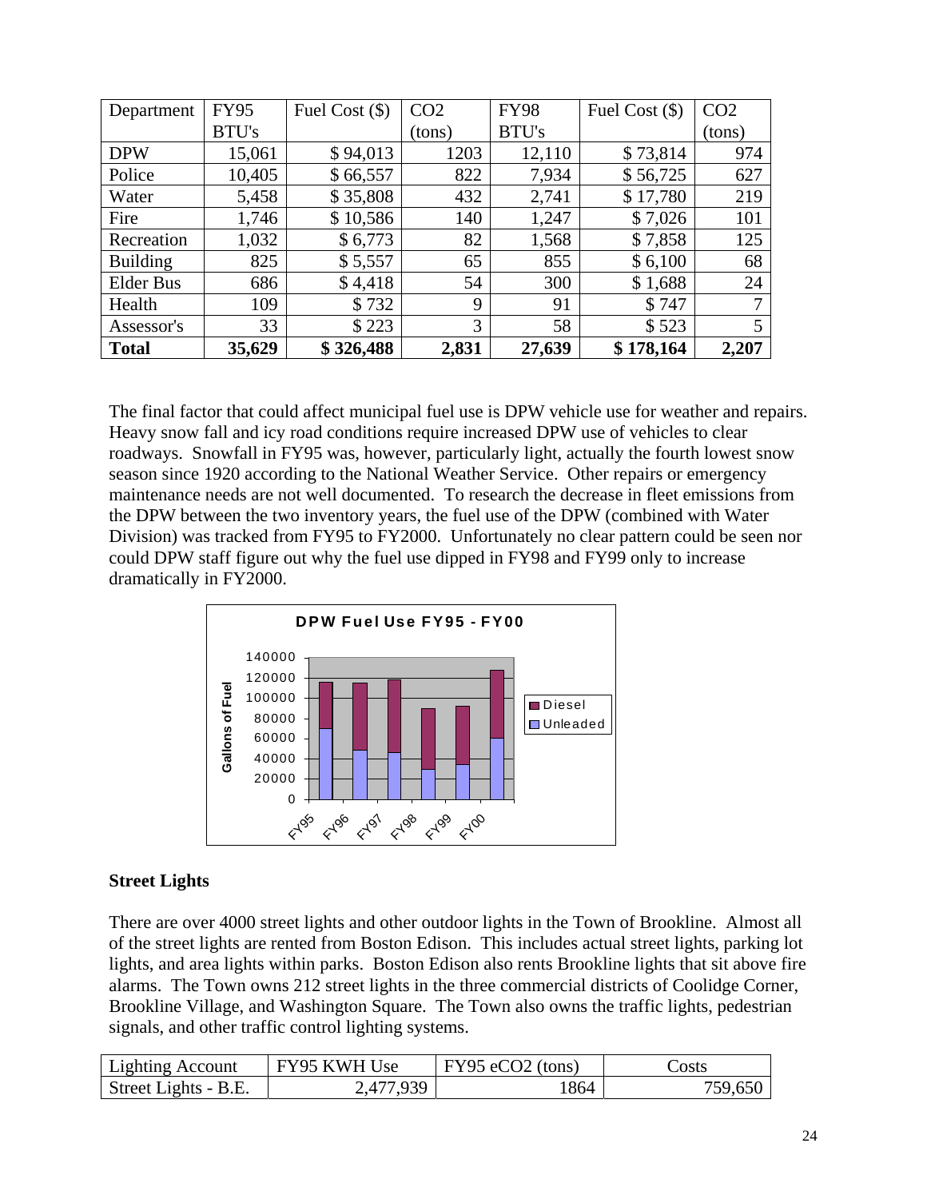| Department | FY95 BTU's | Fuel Cost ($) | $CO_2$ (tons) | FY98 BTU's | Fuel Cost ($) | $CO_2$ (tons) |
|---|---|---|---|---|---|---|
| DPW | 15,061 | $ 94,013 | 1203 | 12,110 | $ 73,814 | 974 |
| Police | 10,405 | $ 66,557 | 822 | 7,934 | $ 56,725 | 627 |
| Water | 5,458 | $ 35,808 | 432 | 2,741 | $ 17,780 | 219 |
| Fire | 1,746 | $ 10,586 | 140 | 1,247 | $ 7,026 | 101 |
| Recreation | 1,032 | $ 6,773 | 82 | 1,568 | $ 7,858 | 125 |
| Building | 825 | $ 5,557 | 65 | 855 | $ 6,100 | 68 |
| Elder Bus | 686 | $ 4,418 | 54 | 300 | $ 1,688 | 24 |
| Health | 109 | $ 732 | 9 | 91 | $ 747 | 7 |
| Assessor's | 33 | $ 223 | 3 | 58 | $ 523 | 5 |
| **Total** | **35,629** | **$ 326,488** | **2,831** | **27,639** | **$ 178,164** | **2,207** |

The final factor that could affect municipal fuel use is DPW vehicle use for weather and repairs. Heavy snow fall and icy road conditions require increased DPW use of vehicles to clear roadways. Snowfall in FY95 was, however, particularly light, actually the fourth lowest snow season since 1920 according to the National Weather Service. Other repairs or emergency maintenance needs are not well documented. To research the decrease in fleet emissions from the DPW between the two inventory years, the fuel use of the DPW (combined with Water Division) was tracked from FY95 to FY2000. Unfortunately no clear pattern could be seen nor could DPW staff figure out why the fuel use dipped in FY98 and FY99 only to increase dramatically in FY2000.

**DPW Fuel Use FY95 - FY00**

### Street Lights

There are over 4000 street lights and other outdoor lights in the Town of Brookline. Almost all of the street lights are rented from Boston Edison. This includes actual street lights, parking lot lights, and area lights within parks. Boston Edison also rents Brookline lights that sit above fire alarms. The Town owns 212 street lights in the three commercial districts of Coolidge Corner, Brookline Village, and Washington Square. The Town also owns the traffic lights, pedestrian signals, and other traffic control lighting systems.

| Lighting Account | FY95 KWH Use | FY95 $eCO_2$ (tons) | Costs |
|---|---|---|---|
| Street Lights - B.E. | 2,477,939 | 1864 | 759,650 |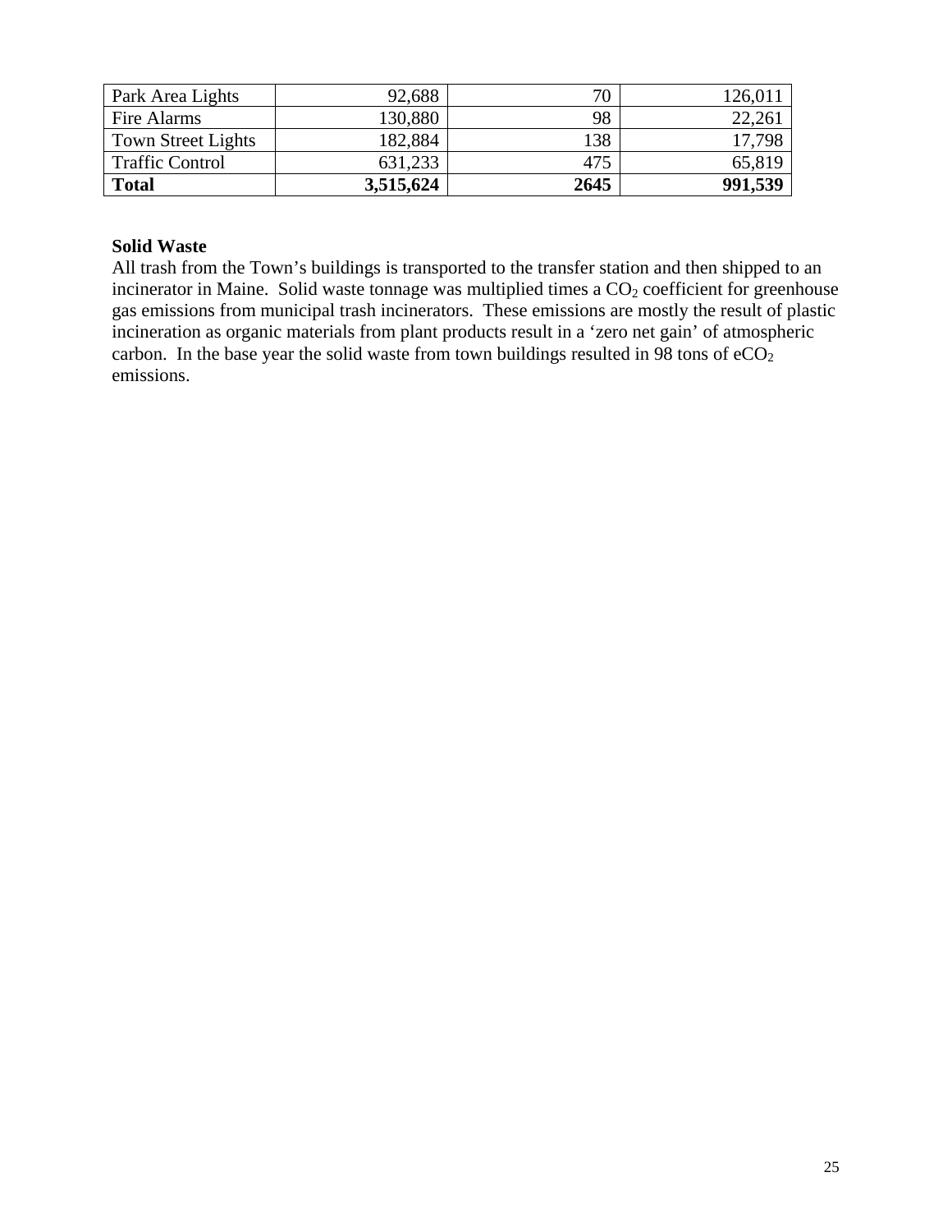| Park Area Lights | 92,688 | 70 | 126,011 |
|---|---|---|---|
| Fire Alarms | 130,880 | 98 | 22,261 |
| Town Street Lights | 182,884 | 138 | 17,798 |
| Traffic Control | 631,233 | 475 | 65,819 |
| **Total** | **3,515,624** | **2645** | **991,539** |

**Solid Waste**

All trash from the Town's buildings is transported to the transfer station and then shipped to an incinerator in Maine. Solid waste tonnage was multiplied times a $CO_2$ coefficient for greenhouse gas emissions from municipal trash incinerators. These emissions are mostly the result of plastic incineration as organic materials from plant products result in a 'zero net gain' of atmospheric carbon. In the base year the solid waste from town buildings resulted in 98 tons of $eCO_2$ emissions.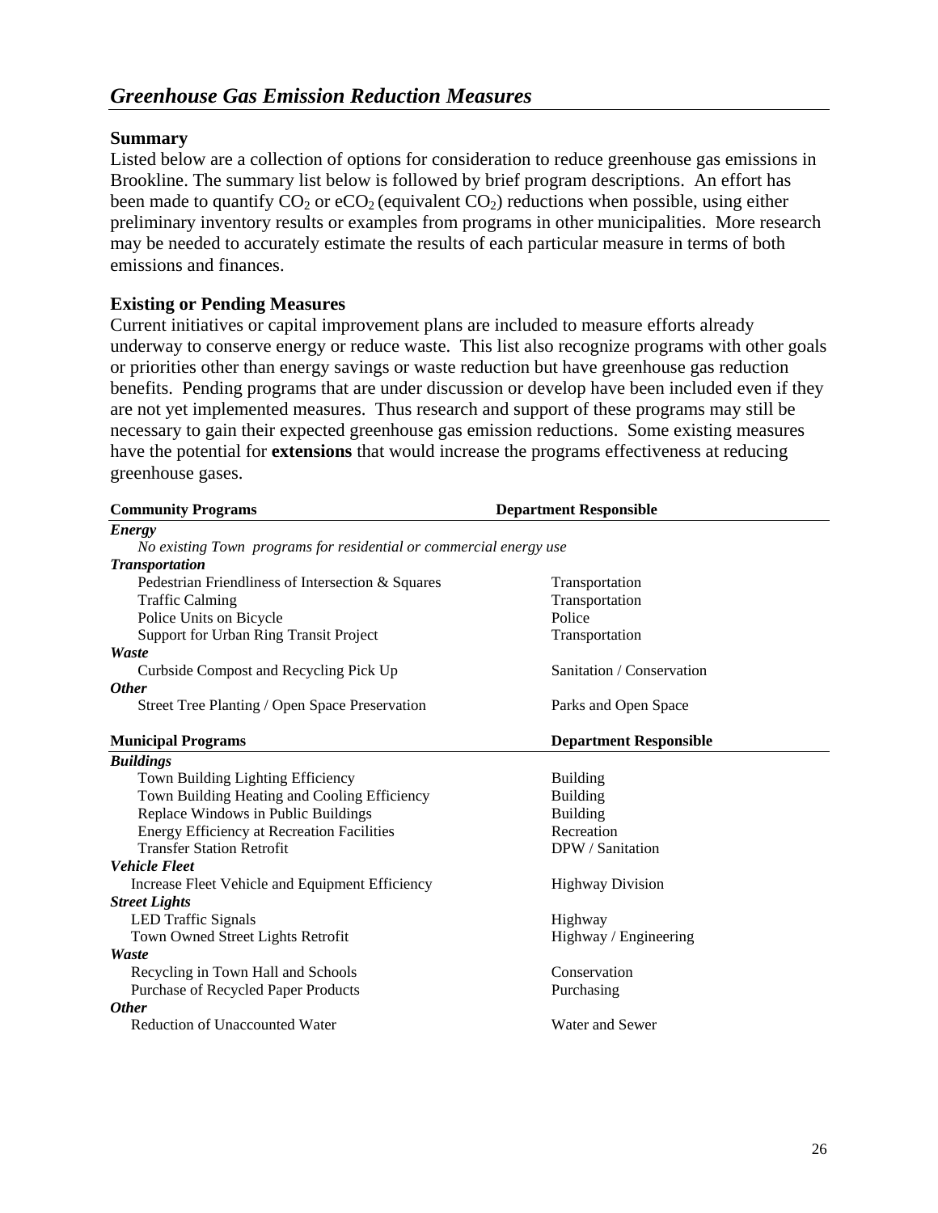## *Greenhouse Gas Emission Reduction Measures*

**Summary**

Listed below are a collection of options for consideration to reduce greenhouse gas emissions in Brookline. The summary list below is followed by brief program descriptions. An effort has been made to quantify $CO_2$ or $eCO_2$ (equivalent $CO_2$) reductions when possible, using either preliminary inventory results or examples from programs in other municipalities. More research may be needed to accurately estimate the results of each particular measure in terms of both emissions and finances.

**Existing or Pending Measures**

Current initiatives or capital improvement plans are included to measure efforts already underway to conserve energy or reduce waste. This list also recognize programs with other goals or priorities other than energy savings or waste reduction but have greenhouse gas reduction benefits. Pending programs that are under discussion or develop have been included even if they are not yet implemented measures. Thus research and support of these programs may still be necessary to gain their expected greenhouse gas emission reductions. Some existing measures have the potential for **extensions** that would increase the programs effectiveness at reducing greenhouse gases.

| **Community Programs** | **Department Responsible** |
|---|---|
| ***Energy*** | |
| *No existing Town programs for residential or commercial energy use* | |
| ***Transportation*** | |
| Pedestrian Friendliness of Intersection & Squares | Transportation |
| Traffic Calming | Transportation |
| Police Units on Bicycle | Police |
| Support for Urban Ring Transit Project | Transportation |
| ***Waste*** | |
| Curbside Compost and Recycling Pick Up | Sanitation / Conservation |
| ***Other*** | |
| Street Tree Planting / Open Space Preservation | Parks and Open Space |

| **Municipal Programs** | **Department Responsible** |
|---|---|
| ***Buildings*** | |
| Town Building Lighting Efficiency | Building |
| Town Building Heating and Cooling Efficiency | Building |
| Replace Windows in Public Buildings | Building |
| Energy Efficiency at Recreation Facilities | Recreation |
| Transfer Station Retrofit | DPW / Sanitation |
| ***Vehicle Fleet*** | |
| Increase Fleet Vehicle and Equipment Efficiency | Highway Division |
| ***Street Lights*** | |
| LED Traffic Signals | Highway |
| Town Owned Street Lights Retrofit | Highway / Engineering |
| ***Waste*** | |
| Recycling in Town Hall and Schools | Conservation |
| Purchase of Recycled Paper Products | Purchasing |
| ***Other*** | |
| Reduction of Unaccounted Water | Water and Sewer |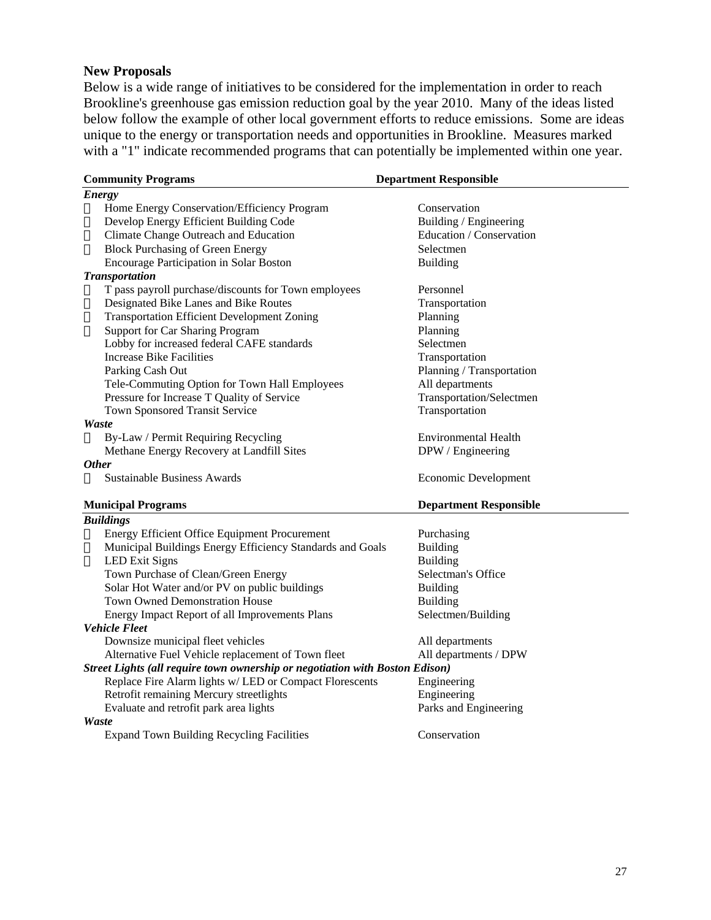**New Proposals**

Below is a wide range of initiatives to be considered for the implementation in order to reach Brookline's greenhouse gas emission reduction goal by the year 2010. Many of the ideas listed below follow the example of other local government efforts to reduce emissions. Some are ideas unique to the energy or transportation needs and opportunities in Brookline. Measures marked with a "1" indicate recommended programs that can potentially be implemented within one year.

| | Community Programs | Department Responsible |
|---|---|---|
| | ***Energy*** | |
|  | Home Energy Conservation/Efficiency Program | Conservation |
|  | Develop Energy Efficient Building Code | Building / Engineering |
|  | Climate Change Outreach and Education | Education / Conservation |
|  | Block Purchasing of Green Energy | Selectmen |
| | Encourage Participation in Solar Boston | Building |
| | ***Transportation*** | |
|  | T pass payroll purchase/discounts for Town employees | Personnel |
|  | Designated Bike Lanes and Bike Routes | Transportation |
|  | Transportation Efficient Development Zoning | Planning |
|  | Support for Car Sharing Program | Planning |
| | Lobby for increased federal CAFE standards | Selectmen |
| | Increase Bike Facilities | Transportation |
| | Parking Cash Out | Planning / Transportation |
| | Tele-Commuting Option for Town Hall Employees | All departments |
| | Pressure for Increase T Quality of Service | Transportation/Selectmen |
| | Town Sponsored Transit Service | Transportation |
| | ***Waste*** | |
|  | By-Law / Permit Requiring Recycling | Environmental Health |
| | Methane Energy Recovery at Landfill Sites | DPW / Engineering |
| | ***Other*** | |
|  | Sustainable Business Awards | Economic Development |

| | Municipal Programs | Department Responsible |
|---|---|---|
| | ***Buildings*** | |
|  | Energy Efficient Office Equipment Procurement | Purchasing |
|  | Municipal Buildings Energy Efficiency Standards and Goals | Building |
|  | LED Exit Signs | Building |
| | Town Purchase of Clean/Green Energy | Selectman's Office |
| | Solar Hot Water and/or PV on public buildings | Building |
| | Town Owned Demonstration House | Building |
| | Energy Impact Report of all Improvements Plans | Selectmen/Building |
| | ***Vehicle Fleet*** | |
| | Downsize municipal fleet vehicles | All departments |
| | Alternative Fuel Vehicle replacement of Town fleet | All departments / DPW |
| | ***Street Lights (all require town ownership or negotiation with Boston Edison)*** | |
| | Replace Fire Alarm lights w/ LED or Compact Florescents | Engineering |
| | Retrofit remaining Mercury streetlights | Engineering |
| | Evaluate and retrofit park area lights | Parks and Engineering |
| | ***Waste*** | |
| | Expand Town Building Recycling Facilities | Conservation |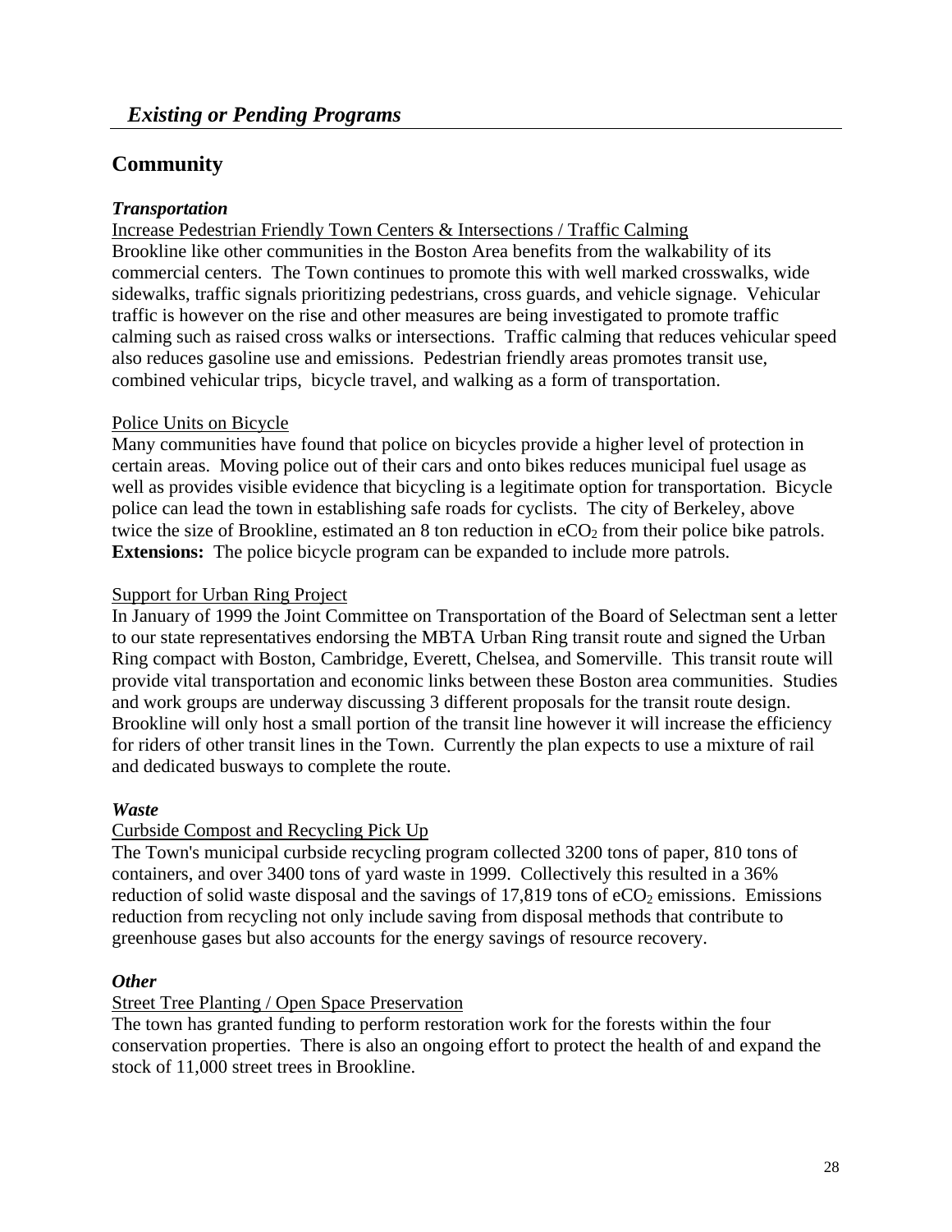## *Existing or Pending Programs*

## Community

### *Transportation*

Increase Pedestrian Friendly Town Centers & Intersections / Traffic Calming

Brookline like other communities in the Boston Area benefits from the walkability of its commercial centers. The Town continues to promote this with well marked crosswalks, wide sidewalks, traffic signals prioritizing pedestrians, cross guards, and vehicle signage. Vehicular traffic is however on the rise and other measures are being investigated to promote traffic calming such as raised cross walks or intersections. Traffic calming that reduces vehicular speed also reduces gasoline use and emissions. Pedestrian friendly areas promotes transit use, combined vehicular trips, bicycle travel, and walking as a form of transportation.

Police Units on Bicycle

Many communities have found that police on bicycles provide a higher level of protection in certain areas. Moving police out of their cars and onto bikes reduces municipal fuel usage as well as provides visible evidence that bicycling is a legitimate option for transportation. Bicycle police can lead the town in establishing safe roads for cyclists. The city of Berkeley, above twice the size of Brookline, estimated an 8 ton reduction in $eCO_2$ from their police bike patrols.
**Extensions:** The police bicycle program can be expanded to include more patrols.

Support for Urban Ring Project

In January of 1999 the Joint Committee on Transportation of the Board of Selectman sent a letter to our state representatives endorsing the MBTA Urban Ring transit route and signed the Urban Ring compact with Boston, Cambridge, Everett, Chelsea, and Somerville. This transit route will provide vital transportation and economic links between these Boston area communities. Studies and work groups are underway discussing 3 different proposals for the transit route design. Brookline will only host a small portion of the transit line however it will increase the efficiency for riders of other transit lines in the Town. Currently the plan expects to use a mixture of rail and dedicated busways to complete the route.

### *Waste*

Curbside Compost and Recycling Pick Up

The Town's municipal curbside recycling program collected 3200 tons of paper, 810 tons of containers, and over 3400 tons of yard waste in 1999. Collectively this resulted in a 36% reduction of solid waste disposal and the savings of 17,819 tons of $eCO_2$ emissions. Emissions reduction from recycling not only include saving from disposal methods that contribute to greenhouse gases but also accounts for the energy savings of resource recovery.

### *Other*

Street Tree Planting / Open Space Preservation

The town has granted funding to perform restoration work for the forests within the four conservation properties. There is also an ongoing effort to protect the health of and expand the stock of 11,000 street trees in Brookline.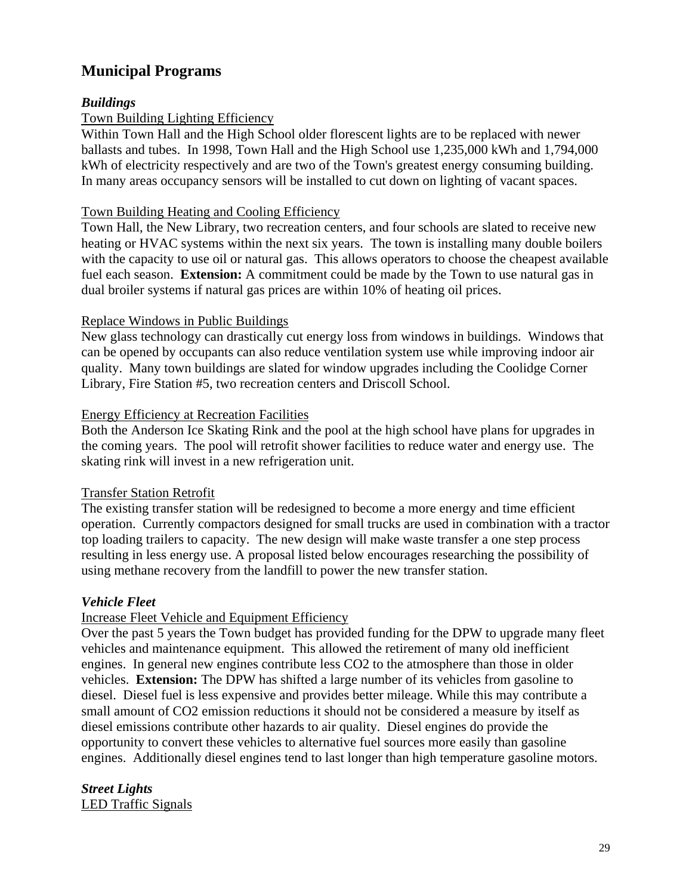## Municipal Programs

### *Buildings*

<u>Town Building Lighting Efficiency</u>

Within Town Hall and the High School older florescent lights are to be replaced with newer ballasts and tubes. In 1998, Town Hall and the High School use 1,235,000 kWh and 1,794,000 kWh of electricity respectively and are two of the Town's greatest energy consuming building. In many areas occupancy sensors will be installed to cut down on lighting of vacant spaces.

<u>Town Building Heating and Cooling Efficiency</u>

Town Hall, the New Library, two recreation centers, and four schools are slated to receive new heating or HVAC systems within the next six years. The town is installing many double boilers with the capacity to use oil or natural gas. This allows operators to choose the cheapest available fuel each season. **Extension:** A commitment could be made by the Town to use natural gas in dual broiler systems if natural gas prices are within 10% of heating oil prices.

<u>Replace Windows in Public Buildings</u>

New glass technology can drastically cut energy loss from windows in buildings. Windows that can be opened by occupants can also reduce ventilation system use while improving indoor air quality. Many town buildings are slated for window upgrades including the Coolidge Corner Library, Fire Station #5, two recreation centers and Driscoll School.

<u>Energy Efficiency at Recreation Facilities</u>

Both the Anderson Ice Skating Rink and the pool at the high school have plans for upgrades in the coming years. The pool will retrofit shower facilities to reduce water and energy use. The skating rink will invest in a new refrigeration unit.

<u>Transfer Station Retrofit</u>

The existing transfer station will be redesigned to become a more energy and time efficient operation. Currently compactors designed for small trucks are used in combination with a tractor top loading trailers to capacity. The new design will make waste transfer a one step process resulting in less energy use. A proposal listed below encourages researching the possibility of using methane recovery from the landfill to power the new transfer station.

### *Vehicle Fleet*

<u>Increase Fleet Vehicle and Equipment Efficiency</u>

Over the past 5 years the Town budget has provided funding for the DPW to upgrade many fleet vehicles and maintenance equipment. This allowed the retirement of many old inefficient engines. In general new engines contribute less $CO_2$ to the atmosphere than those in older vehicles. **Extension:** The DPW has shifted a large number of its vehicles from gasoline to diesel. Diesel fuel is less expensive and provides better mileage. While this may contribute a small amount of $CO_2$ emission reductions it should not be considered a measure by itself as diesel emissions contribute other hazards to air quality. Diesel engines do provide the opportunity to convert these vehicles to alternative fuel sources more easily than gasoline engines. Additionally diesel engines tend to last longer than high temperature gasoline motors.

### *Street Lights*

<u>LED Traffic Signals</u>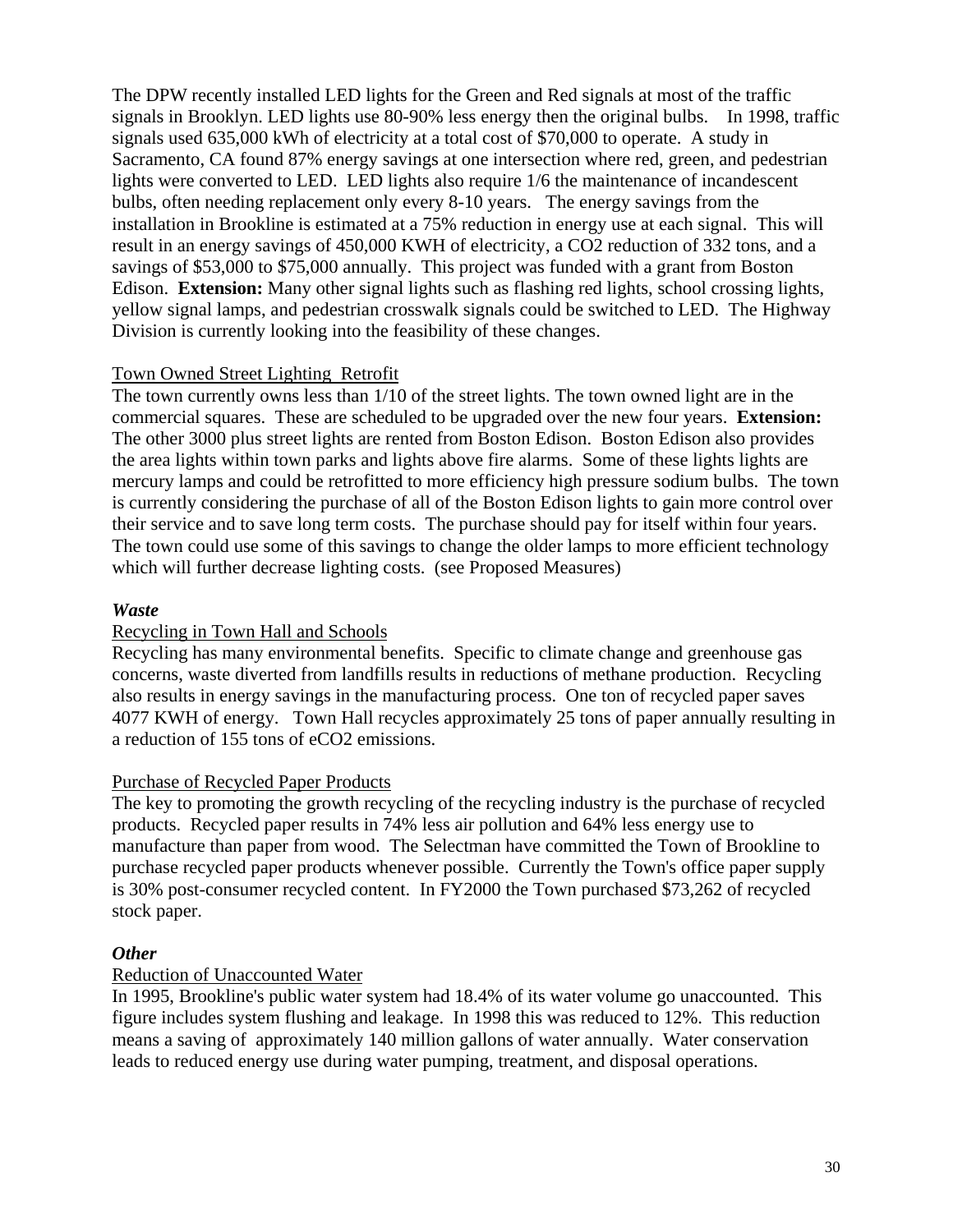The DPW recently installed LED lights for the Green and Red signals at most of the traffic signals in Brooklyn. LED lights use 80-90% less energy then the original bulbs. In 1998, traffic signals used 635,000 kWh of electricity at a total cost of $70,000 to operate. A study in Sacramento, CA found 87% energy savings at one intersection where red, green, and pedestrian lights were converted to LED. LED lights also require 1/6 the maintenance of incandescent bulbs, often needing replacement only every 8-10 years. The energy savings from the installation in Brookline is estimated at a 75% reduction in energy use at each signal. This will result in an energy savings of 450,000 KWH of electricity, a $CO_2$ reduction of 332 tons, and a savings of $53,000 to $75,000 annually. This project was funded with a grant from Boston Edison. **Extension:** Many other signal lights such as flashing red lights, school crossing lights, yellow signal lamps, and pedestrian crosswalk signals could be switched to LED. The Highway Division is currently looking into the feasibility of these changes.

Town Owned Street Lighting Retrofit

The town currently owns less than 1/10 of the street lights. The town owned light are in the commercial squares. These are scheduled to be upgraded over the new four years. **Extension:** The other 3000 plus street lights are rented from Boston Edison. Boston Edison also provides the area lights within town parks and lights above fire alarms. Some of these lights lights are mercury lamps and could be retrofitted to more efficiency high pressure sodium bulbs. The town is currently considering the purchase of all of the Boston Edison lights to gain more control over their service and to save long term costs. The purchase should pay for itself within four years. The town could use some of this savings to change the older lamps to more efficient technology which will further decrease lighting costs. (see Proposed Measures)

***Waste***

Recycling in Town Hall and Schools

Recycling has many environmental benefits. Specific to climate change and greenhouse gas concerns, waste diverted from landfills results in reductions of methane production. Recycling also results in energy savings in the manufacturing process. One ton of recycled paper saves 4077 KWH of energy. Town Hall recycles approximately 25 tons of paper annually resulting in a reduction of 155 tons of $eCO_2$ emissions.

Purchase of Recycled Paper Products

The key to promoting the growth recycling of the recycling industry is the purchase of recycled products. Recycled paper results in 74% less air pollution and 64% less energy use to manufacture than paper from wood. The Selectman have committed the Town of Brookline to purchase recycled paper products whenever possible. Currently the Town's office paper supply is 30% post-consumer recycled content. In FY2000 the Town purchased $73,262 of recycled stock paper.

***Other***

Reduction of Unaccounted Water

In 1995, Brookline's public water system had 18.4% of its water volume go unaccounted. This figure includes system flushing and leakage. In 1998 this was reduced to 12%. This reduction means a saving of approximately 140 million gallons of water annually. Water conservation leads to reduced energy use during water pumping, treatment, and disposal operations.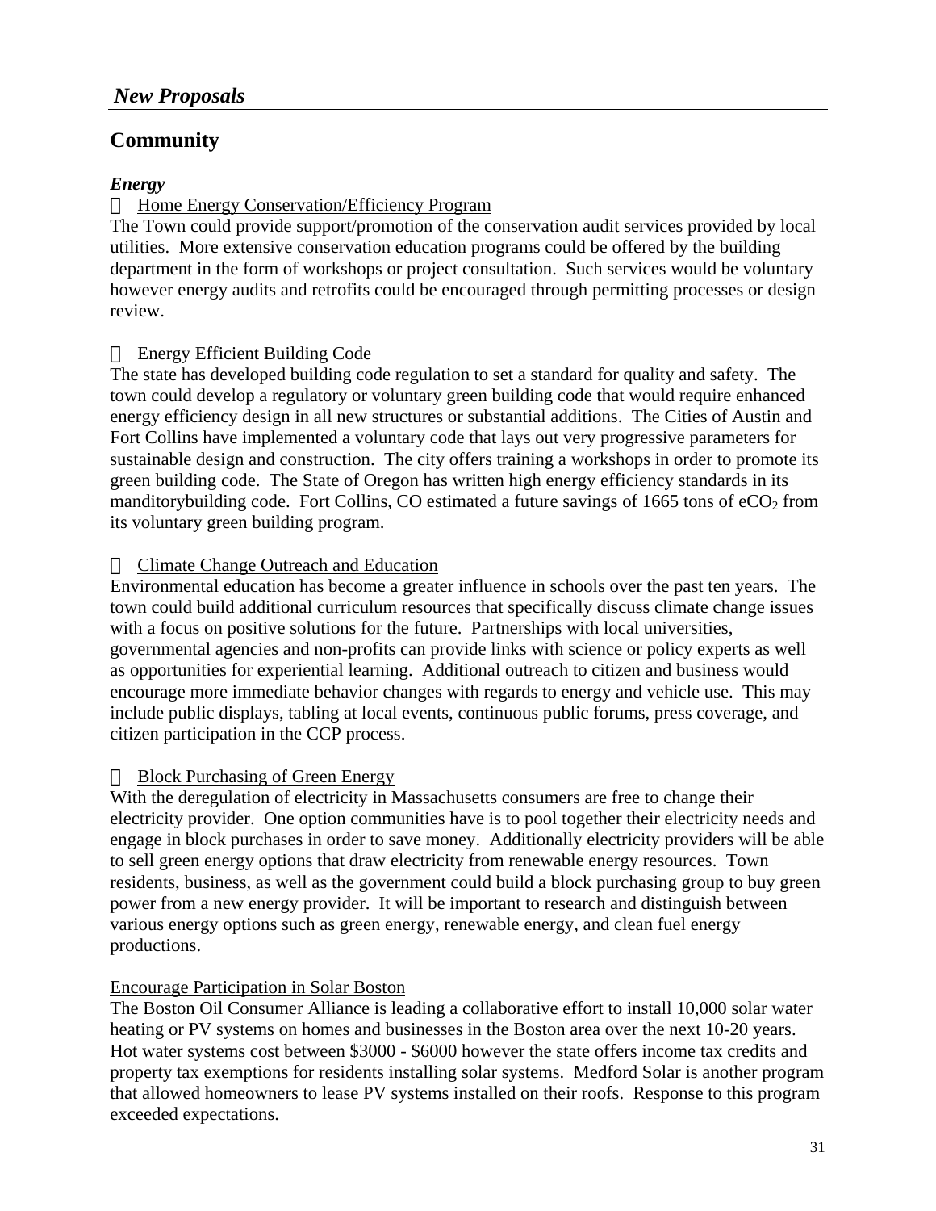## *New Proposals*

# Community

### *Energy*

- Home Energy Conservation/Efficiency Program

The Town could provide support/promotion of the conservation audit services provided by local utilities. More extensive conservation education programs could be offered by the building department in the form of workshops or project consultation. Such services would be voluntary however energy audits and retrofits could be encouraged through permitting processes or design review.

- Energy Efficient Building Code

The state has developed building code regulation to set a standard for quality and safety. The town could develop a regulatory or voluntary green building code that would require enhanced energy efficiency design in all new structures or substantial additions. The Cities of Austin and Fort Collins have implemented a voluntary code that lays out very progressive parameters for sustainable design and construction. The city offers training a workshops in order to promote its green building code. The State of Oregon has written high energy efficiency standards in its manditorybuilding code. Fort Collins, CO estimated a future savings of 1665 tons of $eCO_2$ from its voluntary green building program.

- Climate Change Outreach and Education

Environmental education has become a greater influence in schools over the past ten years. The town could build additional curriculum resources that specifically discuss climate change issues with a focus on positive solutions for the future. Partnerships with local universities, governmental agencies and non-profits can provide links with science or policy experts as well as opportunities for experiential learning. Additional outreach to citizen and business would encourage more immediate behavior changes with regards to energy and vehicle use. This may include public displays, tabling at local events, continuous public forums, press coverage, and citizen participation in the CCP process.

- Block Purchasing of Green Energy

With the deregulation of electricity in Massachusetts consumers are free to change their electricity provider. One option communities have is to pool together their electricity needs and engage in block purchases in order to save money. Additionally electricity providers will be able to sell green energy options that draw electricity from renewable energy resources. Town residents, business, as well as the government could build a block purchasing group to buy green power from a new energy provider. It will be important to research and distinguish between various energy options such as green energy, renewable energy, and clean fuel energy productions.

Encourage Participation in Solar Boston

The Boston Oil Consumer Alliance is leading a collaborative effort to install 10,000 solar water heating or PV systems on homes and businesses in the Boston area over the next 10-20 years. Hot water systems cost between $3000 - $6000 however the state offers income tax credits and property tax exemptions for residents installing solar systems. Medford Solar is another program that allowed homeowners to lease PV systems installed on their roofs. Response to this program exceeded expectations.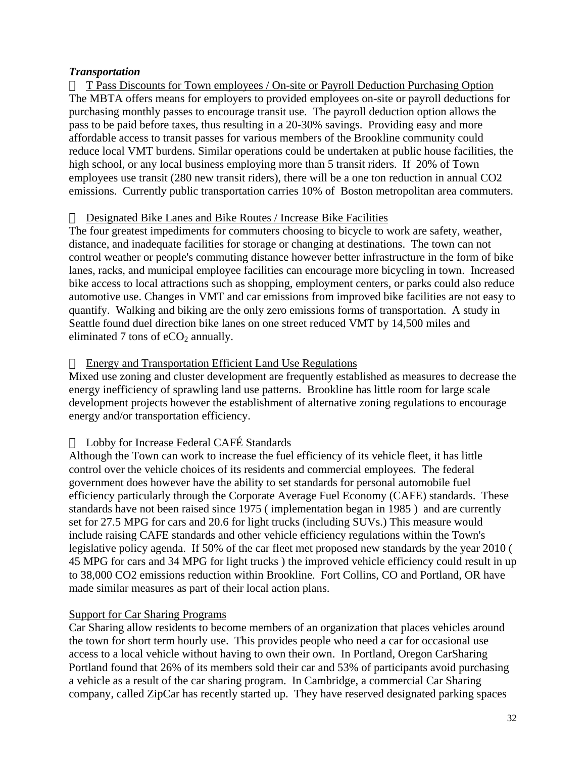***Transportation***

-  T Pass Discounts for Town employees / On-site or Payroll Deduction Purchasing Option

The MBTA offers means for employers to provided employees on-site or payroll deductions for purchasing monthly passes to encourage transit use. The payroll deduction option allows the pass to be paid before taxes, thus resulting in a 20-30% savings. Providing easy and more affordable access to transit passes for various members of the Brookline community could reduce local VMT burdens. Similar operations could be undertaken at public house facilities, the high school, or any local business employing more than 5 transit riders. If 20% of Town employees use transit (280 new transit riders), there will be a one ton reduction in annual CO2 emissions. Currently public transportation carries 10% of Boston metropolitan area commuters.

-  Designated Bike Lanes and Bike Routes / Increase Bike Facilities

The four greatest impediments for commuters choosing to bicycle to work are safety, weather, distance, and inadequate facilities for storage or changing at destinations. The town can not control weather or people's commuting distance however better infrastructure in the form of bike lanes, racks, and municipal employee facilities can encourage more bicycling in town. Increased bike access to local attractions such as shopping, employment centers, or parks could also reduce automotive use. Changes in VMT and car emissions from improved bike facilities are not easy to quantify. Walking and biking are the only zero emissions forms of transportation. A study in Seattle found duel direction bike lanes on one street reduced VMT by 14,500 miles and eliminated 7 tons of $eCO_2$ annually.

-  Energy and Transportation Efficient Land Use Regulations

Mixed use zoning and cluster development are frequently established as measures to decrease the energy inefficiency of sprawling land use patterns. Brookline has little room for large scale development projects however the establishment of alternative zoning regulations to encourage energy and/or transportation efficiency.

-  Lobby for Increase Federal CAFÉ Standards

Although the Town can work to increase the fuel efficiency of its vehicle fleet, it has little control over the vehicle choices of its residents and commercial employees. The federal government does however have the ability to set standards for personal automobile fuel efficiency particularly through the Corporate Average Fuel Economy (CAFE) standards. These standards have not been raised since 1975 ( implementation began in 1985 ) and are currently set for 27.5 MPG for cars and 20.6 for light trucks (including SUVs.) This measure would include raising CAFE standards and other vehicle efficiency regulations within the Town's legislative policy agenda. If 50% of the car fleet met proposed new standards by the year 2010 ( 45 MPG for cars and 34 MPG for light trucks ) the improved vehicle efficiency could result in up to 38,000 CO2 emissions reduction within Brookline. Fort Collins, CO and Portland, OR have made similar measures as part of their local action plans.

Support for Car Sharing Programs

Car Sharing allow residents to become members of an organization that places vehicles around the town for short term hourly use. This provides people who need a car for occasional use access to a local vehicle without having to own their own. In Portland, Oregon CarSharing Portland found that 26% of its members sold their car and 53% of participants avoid purchasing a vehicle as a result of the car sharing program. In Cambridge, a commercial Car Sharing company, called ZipCar has recently started up. They have reserved designated parking spaces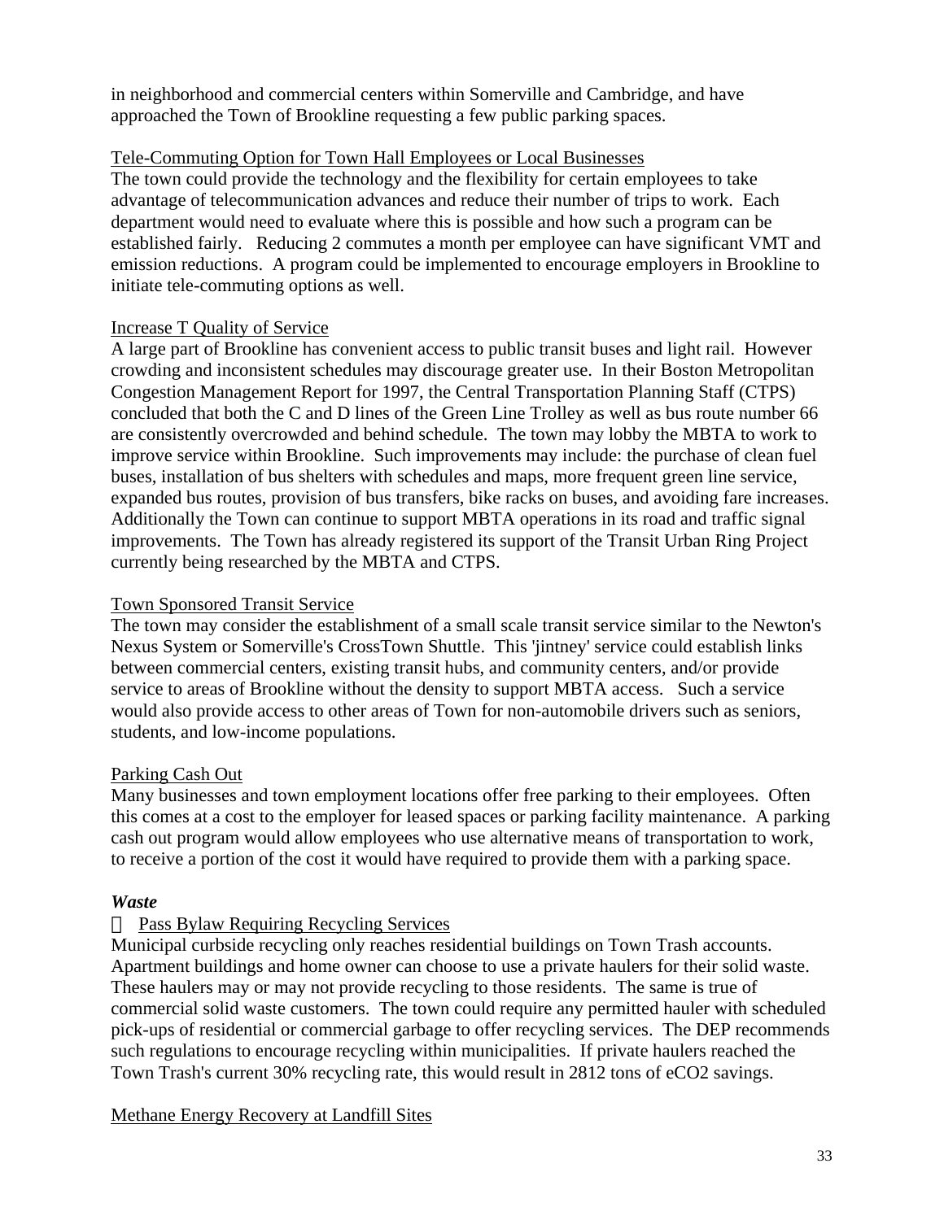in neighborhood and commercial centers within Somerville and Cambridge, and have approached the Town of Brookline requesting a few public parking spaces.

Tele-Commuting Option for Town Hall Employees or Local Businesses

The town could provide the technology and the flexibility for certain employees to take advantage of telecommunication advances and reduce their number of trips to work. Each department would need to evaluate where this is possible and how such a program can be established fairly. Reducing 2 commutes a month per employee can have significant VMT and emission reductions. A program could be implemented to encourage employers in Brookline to initiate tele-commuting options as well.

Increase T Quality of Service

A large part of Brookline has convenient access to public transit buses and light rail. However crowding and inconsistent schedules may discourage greater use. In their Boston Metropolitan Congestion Management Report for 1997, the Central Transportation Planning Staff (CTPS) concluded that both the C and D lines of the Green Line Trolley as well as bus route number 66 are consistently overcrowded and behind schedule. The town may lobby the MBTA to work to improve service within Brookline. Such improvements may include: the purchase of clean fuel buses, installation of bus shelters with schedules and maps, more frequent green line service, expanded bus routes, provision of bus transfers, bike racks on buses, and avoiding fare increases. Additionally the Town can continue to support MBTA operations in its road and traffic signal improvements. The Town has already registered its support of the Transit Urban Ring Project currently being researched by the MBTA and CTPS.

Town Sponsored Transit Service

The town may consider the establishment of a small scale transit service similar to the Newton's Nexus System or Somerville's CrossTown Shuttle. This 'jintney' service could establish links between commercial centers, existing transit hubs, and community centers, and/or provide service to areas of Brookline without the density to support MBTA access. Such a service would also provide access to other areas of Town for non-automobile drivers such as seniors, students, and low-income populations.

Parking Cash Out

Many businesses and town employment locations offer free parking to their employees. Often this comes at a cost to the employer for leased spaces or parking facility maintenance. A parking cash out program would allow employees who use alternative means of transportation to work, to receive a portion of the cost it would have required to provide them with a parking space.

***Waste***

- Pass Bylaw Requiring Recycling Services

Municipal curbside recycling only reaches residential buildings on Town Trash accounts. Apartment buildings and home owner can choose to use a private haulers for their solid waste. These haulers may or may not provide recycling to those residents. The same is true of commercial solid waste customers. The town could require any permitted hauler with scheduled pick-ups of residential or commercial garbage to offer recycling services. The DEP recommends such regulations to encourage recycling within municipalities. If private haulers reached the Town Trash's current 30% recycling rate, this would result in 2812 tons of eCO2 savings.

Methane Energy Recovery at Landfill Sites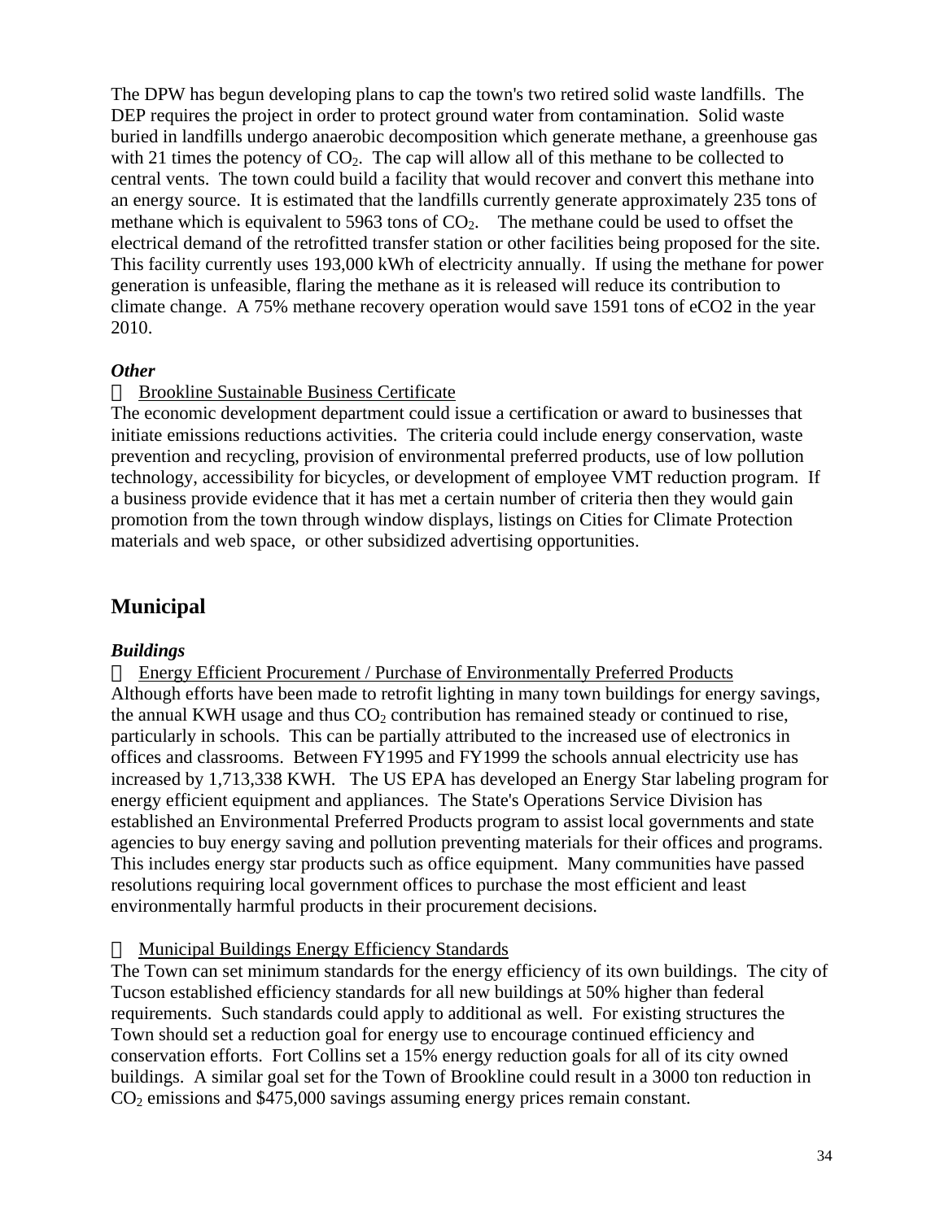The DPW has begun developing plans to cap the town's two retired solid waste landfills. The DEP requires the project in order to protect ground water from contamination. Solid waste buried in landfills undergo anaerobic decomposition which generate methane, a greenhouse gas with 21 times the potency of $CO_2$. The cap will allow all of this methane to be collected to central vents. The town could build a facility that would recover and convert this methane into an energy source. It is estimated that the landfills currently generate approximately 235 tons of methane which is equivalent to 5963 tons of $CO_2$. The methane could be used to offset the electrical demand of the retrofitted transfer station or other facilities being proposed for the site. This facility currently uses 193,000 kWh of electricity annually. If using the methane for power generation is unfeasible, flaring the methane as it is released will reduce its contribution to climate change. A 75% methane recovery operation would save 1591 tons of eCO2 in the year 2010.

### *Other*

- Brookline Sustainable Business Certificate

The economic development department could issue a certification or award to businesses that initiate emissions reductions activities. The criteria could include energy conservation, waste prevention and recycling, provision of environmental preferred products, use of low pollution technology, accessibility for bicycles, or development of employee VMT reduction program. If a business provide evidence that it has met a certain number of criteria then they would gain promotion from the town through window displays, listings on Cities for Climate Protection materials and web space, or other subsidized advertising opportunities.

## Municipal

### *Buildings*

- Energy Efficient Procurement / Purchase of Environmentally Preferred Products

Although efforts have been made to retrofit lighting in many town buildings for energy savings, the annual KWH usage and thus $CO_2$ contribution has remained steady or continued to rise, particularly in schools. This can be partially attributed to the increased use of electronics in offices and classrooms. Between FY1995 and FY1999 the schools annual electricity use has increased by 1,713,338 KWH. The US EPA has developed an Energy Star labeling program for energy efficient equipment and appliances. The State's Operations Service Division has established an Environmental Preferred Products program to assist local governments and state agencies to buy energy saving and pollution preventing materials for their offices and programs. This includes energy star products such as office equipment. Many communities have passed resolutions requiring local government offices to purchase the most efficient and least environmentally harmful products in their procurement decisions.

- Municipal Buildings Energy Efficiency Standards

The Town can set minimum standards for the energy efficiency of its own buildings. The city of Tucson established efficiency standards for all new buildings at 50% higher than federal requirements. Such standards could apply to additional as well. For existing structures the Town should set a reduction goal for energy use to encourage continued efficiency and conservation efforts. Fort Collins set a 15% energy reduction goals for all of its city owned buildings. A similar goal set for the Town of Brookline could result in a 3000 ton reduction in $CO_2$ emissions and $475,000 savings assuming energy prices remain constant.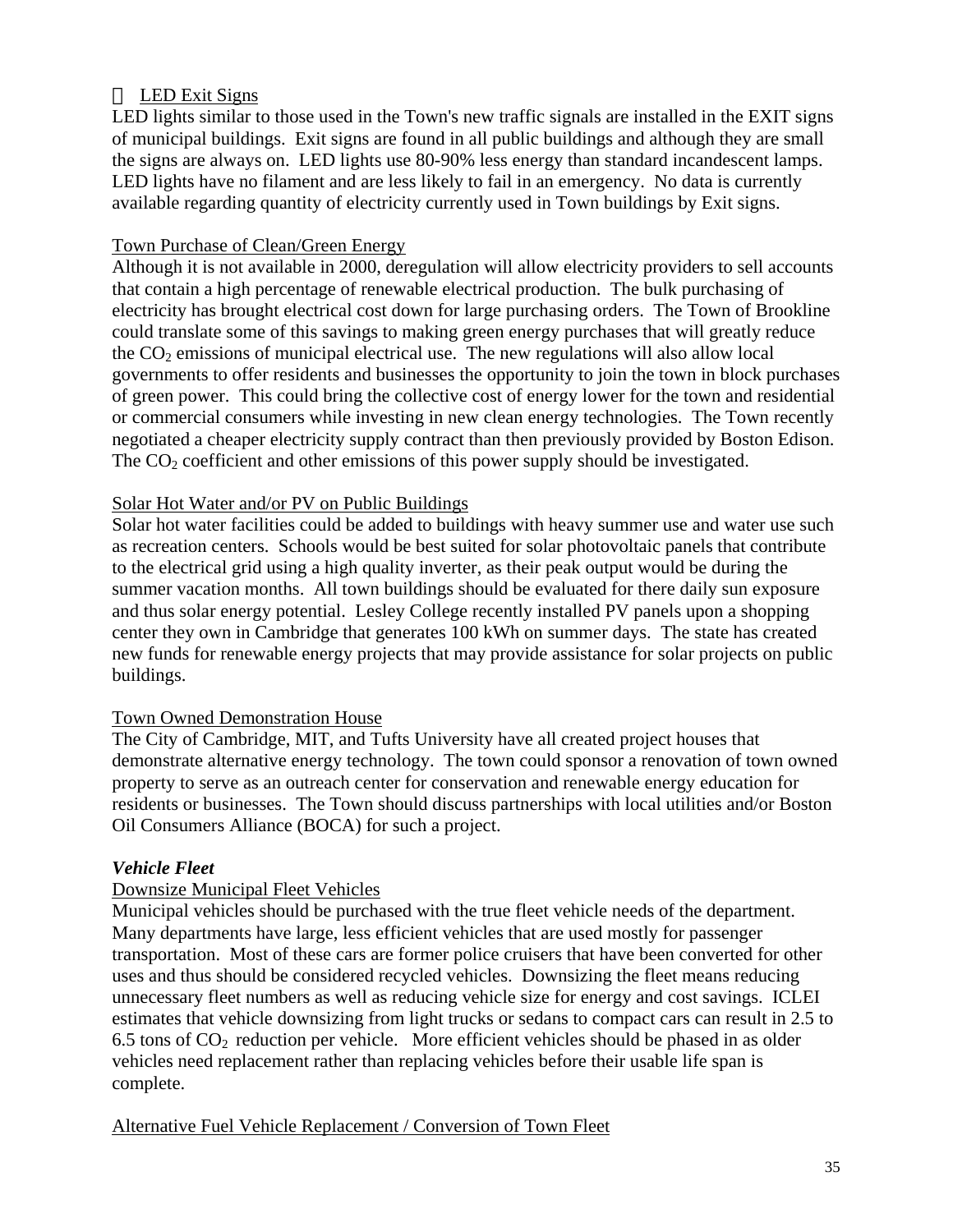- LED Exit Signs

LED lights similar to those used in the Town's new traffic signals are installed in the EXIT signs of municipal buildings. Exit signs are found in all public buildings and although they are small the signs are always on. LED lights use 80-90% less energy than standard incandescent lamps. LED lights have no filament and are less likely to fail in an emergency. No data is currently available regarding quantity of electricity currently used in Town buildings by Exit signs.

Town Purchase of Clean/Green Energy

Although it is not available in 2000, deregulation will allow electricity providers to sell accounts that contain a high percentage of renewable electrical production. The bulk purchasing of electricity has brought electrical cost down for large purchasing orders. The Town of Brookline could translate some of this savings to making green energy purchases that will greatly reduce the $CO_2$ emissions of municipal electrical use. The new regulations will also allow local governments to offer residents and businesses the opportunity to join the town in block purchases of green power. This could bring the collective cost of energy lower for the town and residential or commercial consumers while investing in new clean energy technologies. The Town recently negotiated a cheaper electricity supply contract than then previously provided by Boston Edison. The $CO_2$ coefficient and other emissions of this power supply should be investigated.

Solar Hot Water and/or PV on Public Buildings

Solar hot water facilities could be added to buildings with heavy summer use and water use such as recreation centers. Schools would be best suited for solar photovoltaic panels that contribute to the electrical grid using a high quality inverter, as their peak output would be during the summer vacation months. All town buildings should be evaluated for there daily sun exposure and thus solar energy potential. Lesley College recently installed PV panels upon a shopping center they own in Cambridge that generates 100 kWh on summer days. The state has created new funds for renewable energy projects that may provide assistance for solar projects on public buildings.

Town Owned Demonstration House

The City of Cambridge, MIT, and Tufts University have all created project houses that demonstrate alternative energy technology. The town could sponsor a renovation of town owned property to serve as an outreach center for conservation and renewable energy education for residents or businesses. The Town should discuss partnerships with local utilities and/or Boston Oil Consumers Alliance (BOCA) for such a project.

***Vehicle Fleet***

Downsize Municipal Fleet Vehicles

Municipal vehicles should be purchased with the true fleet vehicle needs of the department. Many departments have large, less efficient vehicles that are used mostly for passenger transportation. Most of these cars are former police cruisers that have been converted for other uses and thus should be considered recycled vehicles. Downsizing the fleet means reducing unnecessary fleet numbers as well as reducing vehicle size for energy and cost savings. ICLEI estimates that vehicle downsizing from light trucks or sedans to compact cars can result in 2.5 to 6.5 tons of $CO_2$ reduction per vehicle. More efficient vehicles should be phased in as older vehicles need replacement rather than replacing vehicles before their usable life span is complete.

Alternative Fuel Vehicle Replacement / Conversion of Town Fleet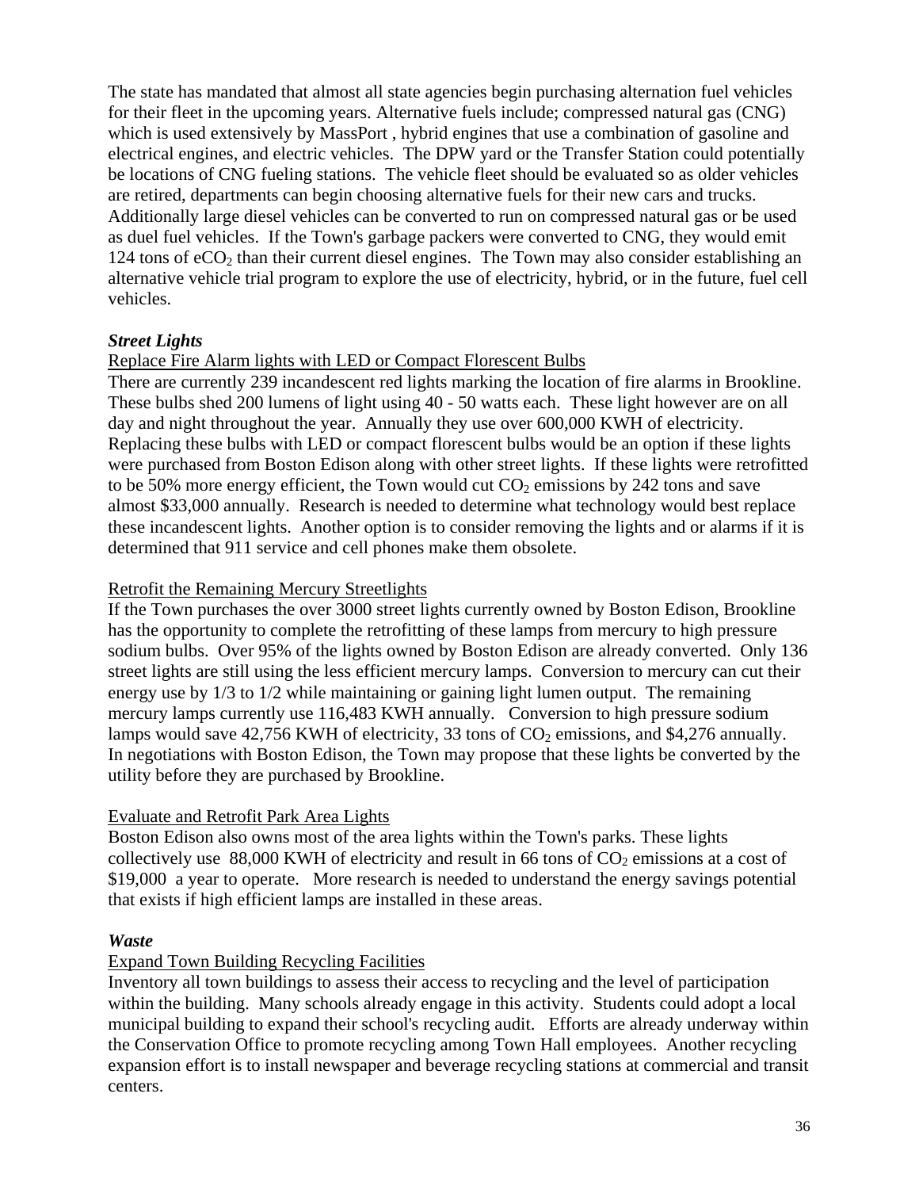The state has mandated that almost all state agencies begin purchasing alternation fuel vehicles for their fleet in the upcoming years. Alternative fuels include; compressed natural gas (CNG) which is used extensively by MassPort , hybrid engines that use a combination of gasoline and electrical engines, and electric vehicles. The DPW yard or the Transfer Station could potentially be locations of CNG fueling stations. The vehicle fleet should be evaluated so as older vehicles are retired, departments can begin choosing alternative fuels for their new cars and trucks. Additionally large diesel vehicles can be converted to run on compressed natural gas or be used as duel fuel vehicles. If the Town's garbage packers were converted to CNG, they would emit 124 tons of $eCO_2$ than their current diesel engines. The Town may also consider establishing an alternative vehicle trial program to explore the use of electricity, hybrid, or in the future, fuel cell vehicles.

***Street Lights***

Replace Fire Alarm lights with LED or Compact Florescent Bulbs

There are currently 239 incandescent red lights marking the location of fire alarms in Brookline. These bulbs shed 200 lumens of light using 40 - 50 watts each. These light however are on all day and night throughout the year. Annually they use over 600,000 KWH of electricity. Replacing these bulbs with LED or compact florescent bulbs would be an option if these lights were purchased from Boston Edison along with other street lights. If these lights were retrofitted to be 50% more energy efficient, the Town would cut $CO_2$ emissions by 242 tons and save almost $33,000 annually. Research is needed to determine what technology would best replace these incandescent lights. Another option is to consider removing the lights and or alarms if it is determined that 911 service and cell phones make them obsolete.

Retrofit the Remaining Mercury Streetlights

If the Town purchases the over 3000 street lights currently owned by Boston Edison, Brookline has the opportunity to complete the retrofitting of these lamps from mercury to high pressure sodium bulbs. Over 95% of the lights owned by Boston Edison are already converted. Only 136 street lights are still using the less efficient mercury lamps. Conversion to mercury can cut their energy use by 1/3 to 1/2 while maintaining or gaining light lumen output. The remaining mercury lamps currently use 116,483 KWH annually. Conversion to high pressure sodium lamps would save 42,756 KWH of electricity, 33 tons of $CO_2$ emissions, and $4,276 annually. In negotiations with Boston Edison, the Town may propose that these lights be converted by the utility before they are purchased by Brookline.

Evaluate and Retrofit Park Area Lights

Boston Edison also owns most of the area lights within the Town's parks. These lights collectively use 88,000 KWH of electricity and result in 66 tons of $CO_2$ emissions at a cost of $19,000 a year to operate. More research is needed to understand the energy savings potential that exists if high efficient lamps are installed in these areas.

***Waste***

Expand Town Building Recycling Facilities

Inventory all town buildings to assess their access to recycling and the level of participation within the building. Many schools already engage in this activity. Students could adopt a local municipal building to expand their school's recycling audit. Efforts are already underway within the Conservation Office to promote recycling among Town Hall employees. Another recycling expansion effort is to install newspaper and beverage recycling stations at commercial and transit centers.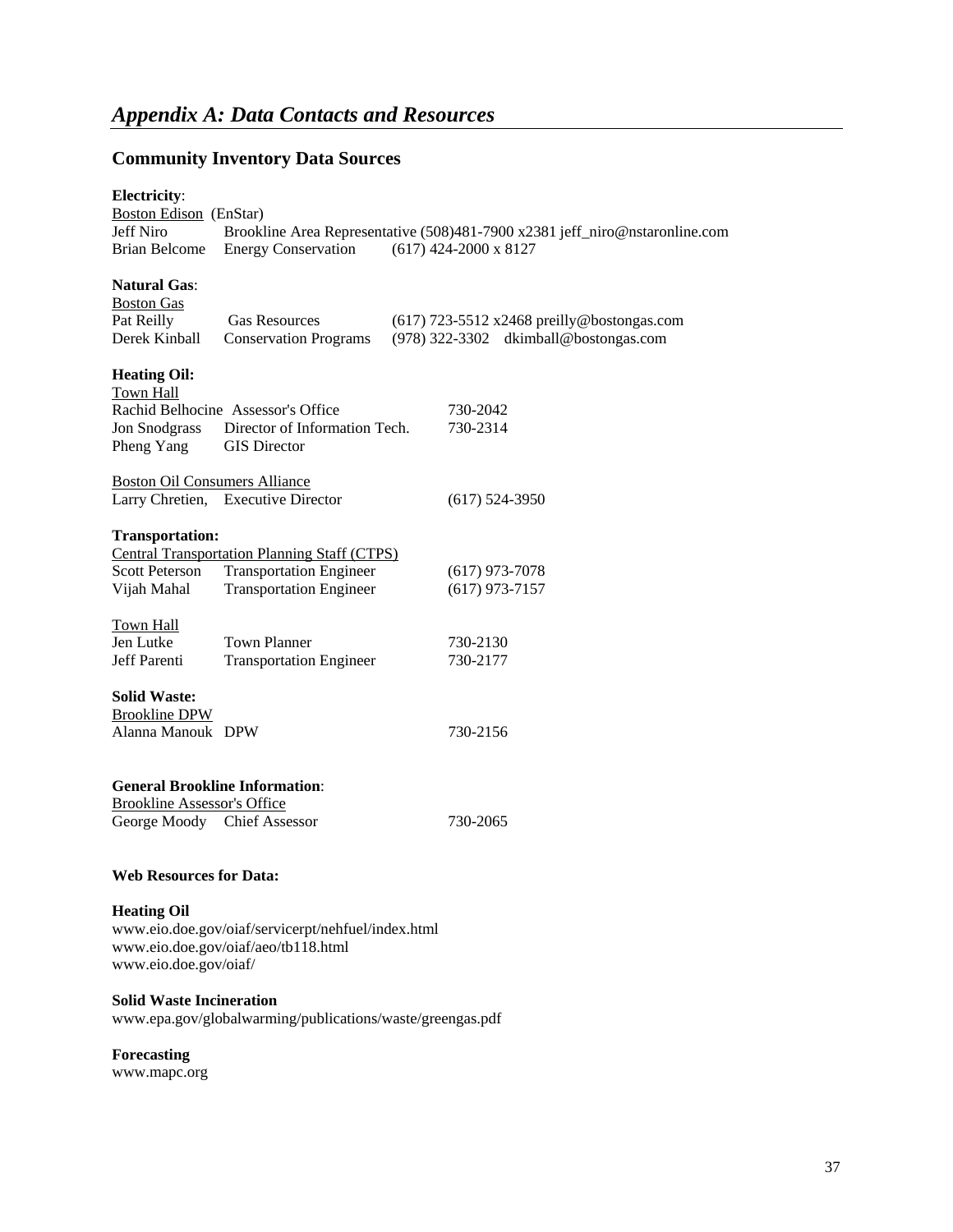## *Appendix A: Data Contacts and Resources*

### Community Inventory Data Sources

**Electricity**:

Boston Edison (EnStar)

Jeff Niro Brookline Area Representative (508)481-7900 x2381 jeff_niro@nstaronline.com
Brian Belcome Energy Conservation (617) 424-2000 x 8127

**Natural Gas**:

Boston Gas

Pat Reilly Gas Resources (617) 723-5512 x2468 preilly@bostongas.com
Derek Kimball Conservation Programs (978) 322-3302 dkimball@bostongas.com

**Heating Oil:**

Town Hall

Rachid Belhocine Assessor's Office 730-2042
Jon Snodgrass Director of Information Tech. 730-2314
Pheng Yang GIS Director

Boston Oil Consumers Alliance

Larry Chretien, Executive Director (617) 524-3950

**Transportation:**

Central Transportation Planning Staff (CTPS)

Scott Peterson Transportation Engineer (617) 973-7078
Vijah Mahal Transportation Engineer (617) 973-7157

Town Hall

Jen Lutke Town Planner 730-2130
Jeff Parenti Transportation Engineer 730-2177

**Solid Waste:**

Brookline DPW

Alanna Manouk DPW 730-2156

**General Brookline Information**:

Brookline Assessor's Office

George Moody Chief Assessor 730-2065

**Web Resources for Data:**

**Heating Oil**

www.eio.doe.gov/oiaf/servicerpt/nehfuel/index.html
www.eio.doe.gov/oiaf/aeo/tb118.html
www.eio.doe.gov/oiaf/

**Solid Waste Incineration**

www.epa.gov/globalwarming/publications/waste/greengas.pdf

**Forecasting**

www.mapc.org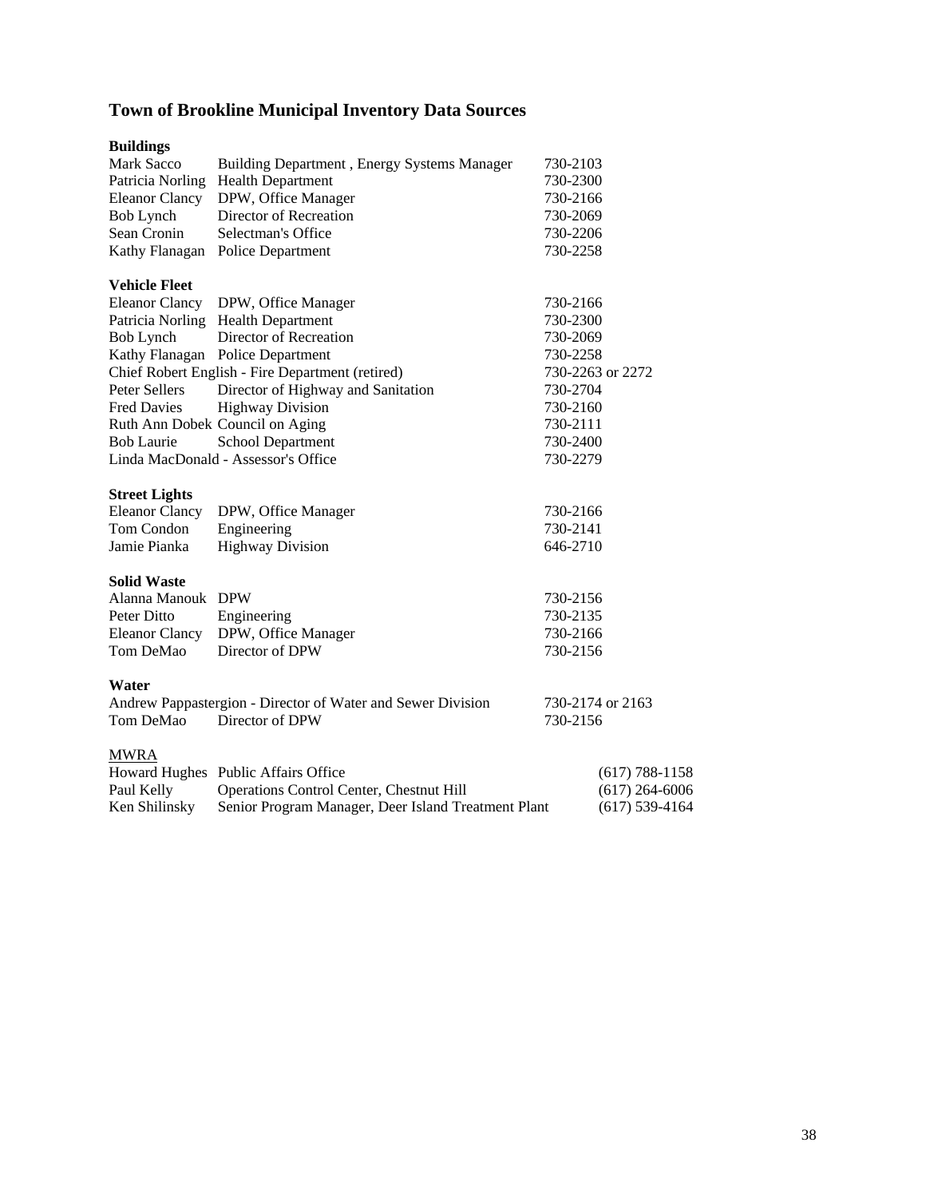# Town of Brookline Municipal Inventory Data Sources

**Buildings**

| | | |
|---|---|---|
| Mark Sacco | Building Department , Energy Systems Manager | 730-2103 |
| Patricia Norling | Health Department | 730-2300 |
| Eleanor Clancy | DPW, Office Manager | 730-2166 |
| Bob Lynch | Director of Recreation | 730-2069 |
| Sean Cronin | Selectman's Office | 730-2206 |
| Kathy Flanagan | Police Department | 730-2258 |

**Vehicle Fleet**

| | | |
|---|---|---|
| Eleanor Clancy | DPW, Office Manager | 730-2166 |
| Patricia Norling | Health Department | 730-2300 |
| Bob Lynch | Director of Recreation | 730-2069 |
| Kathy Flanagan | Police Department | 730-2258 |
| Chief Robert English - Fire Department (retired) | | 730-2263 or 2272 |
| Peter Sellers | Director of Highway and Sanitation | 730-2704 |
| Fred Davies | Highway Division | 730-2160 |
| Ruth Ann Dobek | Council on Aging | 730-2111 |
| Bob Laurie | School Department | 730-2400 |
| Linda MacDonald - Assessor's Office | | 730-2279 |

**Street Lights**

| | | |
|---|---|---|
| Eleanor Clancy | DPW, Office Manager | 730-2166 |
| Tom Condon | Engineering | 730-2141 |
| Jamie Pianka | Highway Division | 646-2710 |

**Solid Waste**

| | | |
|---|---|---|
| Alanna Manouk | DPW | 730-2156 |
| Peter Ditto | Engineering | 730-2135 |
| Eleanor Clancy | DPW, Office Manager | 730-2166 |
| Tom DeMao | Director of DPW | 730-2156 |

**Water**

| | | |
|---|---|---|
| Andrew Pappastergion - Director of Water and Sewer Division | | 730-2174 or 2163 |
| Tom DeMao | Director of DPW | 730-2156 |

<u>MWRA</u>

| | | |
|---|---|---|
| Howard Hughes | Public Affairs Office | (617) 788-1158 |
| Paul Kelly | Operations Control Center, Chestnut Hill | (617) 264-6006 |
| Ken Shilinsky | Senior Program Manager, Deer Island Treatment Plant | (617) 539-4164 |